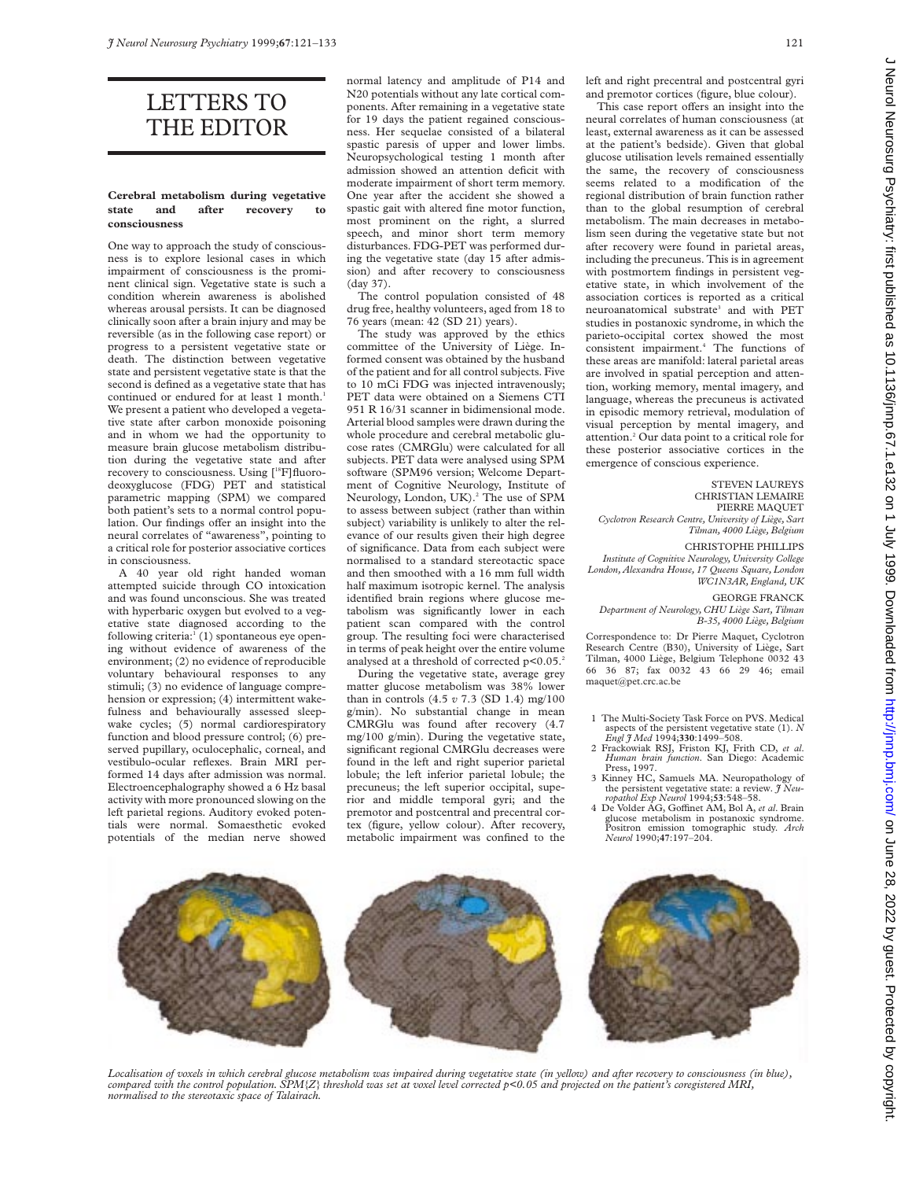# LETTERS TO THE EDITOR

#### **Cerebral metabolism during vegetative state and after recovery to consciousness**

One way to approach the study of consciousness is to explore lesional cases in which impairment of consciousness is the prominent clinical sign. Vegetative state is such a condition wherein awareness is abolished whereas arousal persists. It can be diagnosed clinically soon after a brain injury and may be reversible (as in the following case report) or progress to a persistent vegetative state or death. The distinction between vegetative state and persistent vegetative state is that the second is defined as a vegetative state that has continued or endured for at least 1 month.<sup>1</sup> We present a patient who developed a vegetative state after carbon monoxide poisoning and in whom we had the opportunity to measure brain glucose metabolism distribution during the vegetative state and after recovery to consciousness. Using [18F]fluorodeoxyglucose (FDG) PET and statistical parametric mapping (SPM) we compared both patient's sets to a normal control population. Our findings offer an insight into the neural correlates of "awareness", pointing to a critical role for posterior associative cortices in consciousness.

A 40 year old right handed woman attempted suicide through CO intoxication and was found unconscious. She was treated with hyperbaric oxygen but evolved to a vegetative state diagnosed according to the following criteria: $(1)$  spontaneous eye opening without evidence of awareness of the environment; (2) no evidence of reproducible voluntary behavioural responses to any stimuli; (3) no evidence of language comprehension or expression; (4) intermittent wakefulness and behaviourally assessed sleepwake cycles; (5) normal cardiorespiratory function and blood pressure control; (6) preserved pupillary, oculocephalic, corneal, and vestibulo-ocular reflexes. Brain MRI performed 14 days after admission was normal. Electroencephalography showed a 6 Hz basal activity with more pronounced slowing on the left parietal regions. Auditory evoked potentials were normal. Somaesthetic evoked potentials of the median nerve showed normal latency and amplitude of P14 and N20 potentials without any late cortical components. After remaining in a vegetative state for 19 days the patient regained consciousness. Her sequelae consisted of a bilateral spastic paresis of upper and lower limbs. Neuropsychological testing 1 month after admission showed an attention deficit with moderate impairment of short term memory. One year after the accident she showed a spastic gait with altered fine motor function, most prominent on the right, a slurred speech, and minor short term memory disturbances. FDG-PET was performed during the vegetative state (day 15 after admission) and after recovery to consciousness (day 37).

The control population consisted of 48 drug free, healthy volunteers, aged from 18 to 76 years (mean: 42 (SD 21) years).

The study was approved by the ethics committee of the University of Liège. Informed consent was obtained by the husband of the patient and for all control subjects. Five to 10 mCi FDG was injected intravenously; PET data were obtained on a Siemens CTI 951 R 16/31 scanner in bidimensional mode. Arterial blood samples were drawn during the whole procedure and cerebral metabolic glucose rates (CMRGlu) were calculated for all subjects. PET data were analysed using SPM software (SPM96 version; Welcome Department of Cognitive Neurology, Institute of Neurology, London, UK).<sup>2</sup> The use of SPM to assess between subject (rather than within subject) variability is unlikely to alter the relevance of our results given their high degree of significance. Data from each subject were normalised to a standard stereotactic space and then smoothed with a 16 mm full width half maximum isotropic kernel. The analysis identified brain regions where glucose metabolism was significantly lower in each patient scan compared with the control group. The resulting foci were characterised in terms of peak height over the entire volume analysed at a threshold of corrected  $p<0.05$ .<sup>2</sup>

During the vegetative state, average grey matter glucose metabolism was 38% lower than in controls (4.5 *v* 7.3 (SD 1.4) mg/100 g/min). No substantial change in mean CMRGlu was found after recovery (4.7 mg/100 g/min). During the vegetative state, significant regional CMRGlu decreases were found in the left and right superior parietal lobule; the left inferior parietal lobule; the precuneus; the left superior occipital, superior and middle temporal gyri; and the premotor and postcentral and precentral cortex (figure, yellow colour). After recovery, metabolic impairment was confined to the

left and right precentral and postcentral gyri and premotor cortices (figure, blue colour).

This case report offers an insight into the neural correlates of human consciousness (at least, external awareness as it can be assessed at the patient's bedside). Given that global glucose utilisation levels remained essentially the same, the recovery of consciousness seems related to a modification of the regional distribution of brain function rather than to the global resumption of cerebral metabolism. The main decreases in metabolism seen during the vegetative state but not after recovery were found in parietal areas, including the precuneus. This is in agreement with postmortem findings in persistent vegetative state, in which involvement of the association cortices is reported as a critical neuroanatomical substrate<sup>3</sup> and with PET studies in postanoxic syndrome, in which the parieto-occipital cortex showed the most consistent impairment.4 The functions of these areas are manifold: lateral parietal areas are involved in spatial perception and attention, working memory, mental imagery, and language, whereas the precuneus is activated in episodic memory retrieval, modulation of visual perception by mental imagery, and attention.<sup>2</sup> Our data point to a critical role for these posterior associative cortices in the emergence of conscious experience.

STEVEN LAUREYS CHRISTIAN LEMAIRE PIERRE MAQUET *Cyclotron Research Centre, University of Liège, Sart Tilman, 4000 Liège, Belgium*

CHRISTOPHE PHILLIPS *Institute of Cognitive Neurology, University College London, Alexandra House, 17 Queens Square, London WC1N3AR, England, UK*

GEORGE FRANCK

*Department of Neurology, CHU Liège Sart, Tilman B-35, 4000 Liège, Belgium*

Correspondence to: Dr Pierre Maquet, Cyclotron Research Centre (B30), University of Liège, Sart Tilman, 4000 Liège, Belgium Telephone 0032 43 66 36 87; fax 0032 43 66 29 46; email maquet@pet.crc.ac.be

1 The Multi-Society Task Force on PVS. Medical aspects of the persistent vegetative state (1). *N Engl J Med* 1994;**330**:1499–508.

- 2 Frackowiak RSJ, Friston KJ, Frith CD, *et al*. *Human brain function*. San Diego: Academic Press, 1997.
- 3 Kinney HC, Samuels MA. Neuropathology of the persistent vegetative state: a review*. J Neuropathol Exp Neurol* 1994;**53**:548–58.
- 4 De Volder AG, Goffinet AM, Bol A, et al. Brain glucose metabolism in postanoxic syndrome. Positron emission tomographic study. *Arch Neurol* 1990;**47**:197–204.



*Localisation of voxels in which cerebral glucose metabolism was impaired during vegetative state (in yellow) and after recovery to consciousness (in blue), compared with the control population. SPM{Z} threshold was set at voxel level corrected p<0.05 and projected on the patient's coregistered MRI, normalised to the stereotaxic space of Talairach.*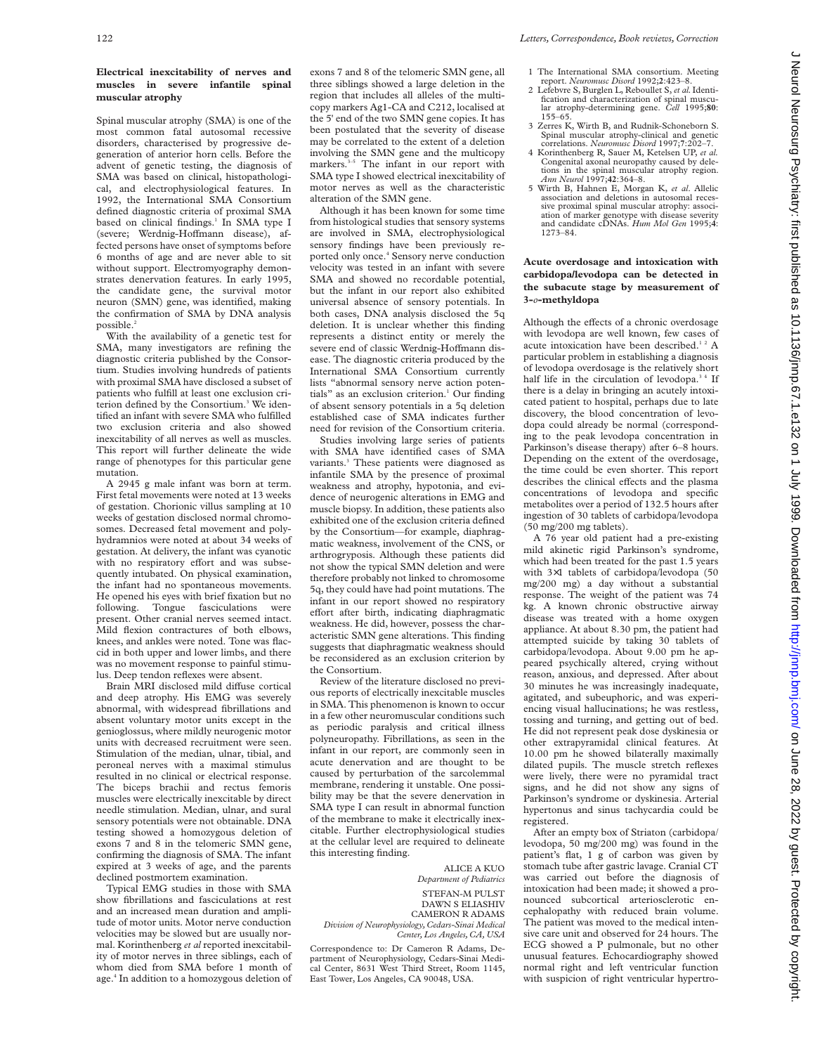#### 122 *Letters, Correspondence, Book reviews, Correction*

- 1 The International SMA consortium. Meeting report. *Neuromusc Disord* 1992;**2**:423–8.
- 2 Lefebvre S, Burglen L, Reboullet S, *et al.*Identification and characterization of spinal muscular atrophy-determining gene. *Cell* 1995;**80**: 155–65.
- 3 Zerres K, Wirth B, and Rudnik-Schoneborn S. Spinal muscular atrophy-clinical and genetic correlations. *Neuromusc Disord* 1997;**7**:202–7.
- 4 Korinthenberg R, Sauer M, Ketelsen UP, *et al.* Congenital axonal neuropathy caused by deletions in the spinal muscular atrophy region. *Ann Neurol* 1997;**42**:364–8.
- 5 Wirth B, Hahnen E, Morgan K, *et al*. Allelic association and deletions in autosomal recessive proximal spinal muscular atrophy: associ-ation of marker genotype with disease severity and candidate cDNAs. *Hum Mol Gen* 1995;**4**: 1273–84.

## **Acute overdosage and intoxication with carbidopa/levodopa can be detected in the subacute stage by measurement of 3-***o***-methyldopa**

Although the effects of a chronic overdosage with levodopa are well known, few cases of acute intoxication have been described.<sup>12</sup> A particular problem in establishing a diagnosis of levodopa overdosage is the relatively short half life in the circulation of levodopa.<sup>34</sup> If there is a delay in bringing an acutely intoxicated patient to hospital, perhaps due to late discovery, the blood concentration of levodopa could already be normal (corresponding to the peak levodopa concentration in Parkinson's disease therapy) after 6–8 hours. Depending on the extent of the overdosage, the time could be even shorter. This report describes the clinical effects and the plasma concentrations of levodopa and specific metabolites over a period of 132.5 hours after ingestion of 30 tablets of carbidopa/levodopa (50 mg/200 mg tablets).

A 76 year old patient had a pre-existing mild akinetic rigid Parkinson's syndrome, which had been treated for the past 1.5 years with 3×1 tablets of carbidopa/levodopa (50 mg/200 mg) a day without a substantial response. The weight of the patient was 74 kg. A known chronic obstructive airway disease was treated with a home oxygen appliance. At about 8.30 pm, the patient had attempted suicide by taking 30 tablets of carbidopa/levodopa. About 9.00 pm he appeared psychically altered, crying without reason, anxious, and depressed. After about 30 minutes he was increasingly inadequate, agitated, and subeuphoric, and was experiencing visual hallucinations; he was restless, tossing and turning, and getting out of bed. He did not represent peak dose dyskinesia or other extrapyramidal clinical features. At 10.00 pm he showed bilaterally maximally dilated pupils. The muscle stretch reflexes were lively, there were no pyramidal tract signs, and he did not show any signs of Parkinson's syndrome or dyskinesia. Arterial hypertonus and sinus tachycardia could be registered.

After an empty box of Striaton (carbidopa/ levodopa, 50 mg/200 mg) was found in the patient's flat, 1 g of carbon was given by stomach tube after gastric lavage. Cranial CT was carried out before the diagnosis of intoxication had been made; it showed a pronounced subcortical arteriosclerotic encephalopathy with reduced brain volume. The patient was moved to the medical intensive care unit and observed for 24 hours. The ECG showed a P pulmonale, but no other unusual features. Echocardiography showed normal right and left ventricular function with suspicion of right ventricular hypertro-

# **Electrical inexcitability of nerves and muscles in severe infantile spinal muscular atrophy**

Spinal muscular atrophy (SMA) is one of the most common fatal autosomal recessive disorders, characterised by progressive degeneration of anterior horn cells. Before the advent of genetic testing, the diagnosis of SMA was based on clinical, histopathological, and electrophysiological features. In 1992, the International SMA Consortium defined diagnostic criteria of proximal SMA based on clinical findings.<sup>1</sup> In SMA type I (severe; Werdnig-Hoffmann disease), affected persons have onset of symptoms before 6 months of age and are never able to sit without support. Electromyography demonstrates denervation features. In early 1995, the candidate gene, the survival motor neuron (SMN) gene, was identified, making the confirmation of SMA by DNA analysis possible.<sup>2</sup>

With the availability of a genetic test for SMA, many investigators are refining the diagnostic criteria published by the Consortium. Studies involving hundreds of patients with proximal SMA have disclosed a subset of patients who fulfill at least one exclusion criterion defined by the Consortium.<sup>3</sup> We identified an infant with severe SMA who fulfilled two exclusion criteria and also showed inexcitability of all nerves as well as muscles. This report will further delineate the wide range of phenotypes for this particular gene mutation.

A 2945 g male infant was born at term. First fetal movements were noted at 13 weeks of gestation. Chorionic villus sampling at 10 weeks of gestation disclosed normal chromosomes. Decreased fetal movement and polyhydramnios were noted at about 34 weeks of gestation. At delivery, the infant was cyanotic with no respiratory effort and was subsequently intubated. On physical examination, the infant had no spontaneous movements. He opened his eyes with brief fixation but no following. Tongue fasciculations were present. Other cranial nerves seemed intact. Mild flexion contractures of both elbows, knees, and ankles were noted. Tone was flaccid in both upper and lower limbs, and there was no movement response to painful stimulus. Deep tendon reflexes were absent.

Brain MRI disclosed mild diffuse cortical and deep atrophy. His EMG was severely abnormal, with widespread fibrillations and absent voluntary motor units except in the genioglossus, where mildly neurogenic motor units with decreased recruitment were seen. Stimulation of the median, ulnar, tibial, and peroneal nerves with a maximal stimulus resulted in no clinical or electrical response. The biceps brachii and rectus femoris muscles were electrically inexcitable by direct needle stimulation. Median, ulnar, and sural sensory potentials were not obtainable. DNA testing showed a homozygous deletion of exons 7 and 8 in the telomeric SMN gene, confirming the diagnosis of SMA. The infant expired at 3 weeks of age, and the parents declined postmortem examination.

Typical EMG studies in those with SMA show fibrillations and fasciculations at rest and an increased mean duration and amplitude of motor units. Motor nerve conduction velocities may be slowed but are usually normal. Korinthenberg *et al* reported inexcitability of motor nerves in three siblings, each of whom died from SMA before 1 month of age.4 In addition to a homozygous deletion of exons 7 and 8 of the telomeric SMN gene, all three siblings showed a large deletion in the region that includes all alleles of the multicopy markers Ag1-CA and C212, localised at the 5' end of the two SMN gene copies. It has been postulated that the severity of disease may be correlated to the extent of a deletion involving the SMN gene and the multicopy markers.<sup>3-5</sup> The infant in our report with SMA type I showed electrical inexcitability of motor nerves as well as the characteristic alteration of the SMN gene.

Although it has been known for some time from histological studies that sensory systems are involved in SMA, electrophysiological sensory findings have been previously reported only once.<sup>4</sup> Sensory nerve conduction velocity was tested in an infant with severe SMA and showed no recordable potential, but the infant in our report also exhibited universal absence of sensory potentials. In both cases, DNA analysis disclosed the 5q deletion. It is unclear whether this finding represents a distinct entity or merely the severe end of classic Werdnig-Hoffmann disease. The diagnostic criteria produced by the International SMA Consortium currently lists "abnormal sensory nerve action potentials" as an exclusion criterion.<sup>1</sup> Our finding of absent sensory potentials in a 5q deletion established case of SMA indicates further need for revision of the Consortium criteria.

Studies involving large series of patients with SMA have identified cases of SMA variants.<sup>3</sup> These patients were diagnosed as infantile SMA by the presence of proximal weakness and atrophy, hypotonia, and evidence of neurogenic alterations in EMG and muscle biopsy. In addition, these patients also exhibited one of the exclusion criteria defined by the Consortium—for example, diaphragmatic weakness, involvement of the CNS, or arthrogryposis. Although these patients did not show the typical SMN deletion and were therefore probably not linked to chromosome 5q, they could have had point mutations. The infant in our report showed no respiratory effort after birth, indicating diaphragmatic weakness. He did, however, possess the characteristic SMN gene alterations. This finding suggests that diaphragmatic weakness should be reconsidered as an exclusion criterion by the Consortium.

Review of the literature disclosed no previous reports of electrically inexcitable muscles in SMA. This phenomenon is known to occur in a few other neuromuscular conditions such as periodic paralysis and critical illness polyneuropathy. Fibrillations, as seen in the infant in our report, are commonly seen in acute denervation and are thought to be caused by perturbation of the sarcolemmal membrane, rendering it unstable. One possibility may be that the severe denervation in SMA type I can result in abnormal function of the membrane to make it electrically inexcitable. Further electrophysiological studies at the cellular level are required to delineate this interesting finding.

ALICE A KUO

*Department of Pediatrics* STEFAN-M PULST DAWN S ELIASHIV CAMERON R ADAMS *Division of Neurophysiology, Cedars-Sinai Medical Center, Los Angeles, CA, USA*

Correspondence to: Dr Cameron R Adams, Department of Neurophysiology, Cedars-Sinai Medical Center, 8631 West Third Street, Room 1145, East Tower, Los Angeles, CA 90048, USA.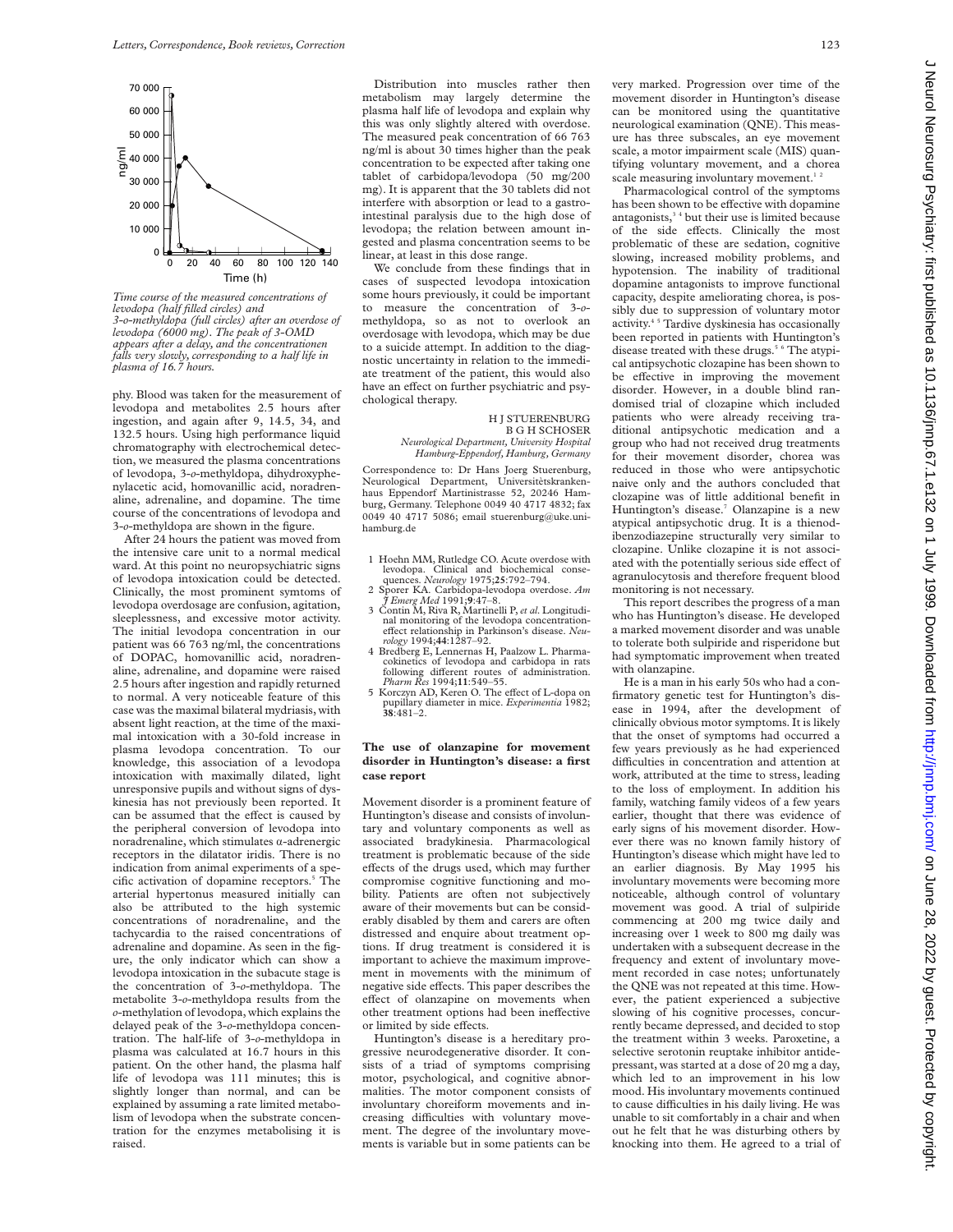

*Time course of the measured concentrations of levodopa (half filled circles) and 3-o-methyldopa (full circles) after an overdose of levodopa (6000 mg). The peak of 3-OMD appears after a delay, and the concentrationen falls very slowly, corresponding to a half life in plasma of 16.7 hours.*

phy. Blood was taken for the measurement of levodopa and metabolites 2.5 hours after ingestion, and again after 9, 14.5, 34, and 132.5 hours. Using high performance liquid chromatography with electrochemical detection, we measured the plasma concentrations of levodopa, 3-*o*-methyldopa, dihydroxyphenylacetic acid, homovanillic acid, noradrenaline, adrenaline, and dopamine. The time course of the concentrations of levodopa and 3-*o*-methyldopa are shown in the figure.

After 24 hours the patient was moved from the intensive care unit to a normal medical ward. At this point no neuropsychiatric signs of levodopa intoxication could be detected. Clinically, the most prominent symtoms of levodopa overdosage are confusion, agitation, sleeplessness, and excessive motor activity. The initial levodopa concentration in our patient was 66 763 ng/ml, the concentrations of DOPAC, homovanillic acid, noradrenaline, adrenaline, and dopamine were raised 2.5 hours after ingestion and rapidly returned to normal. A very noticeable feature of this case was the maximal bilateral mydriasis, with absent light reaction, at the time of the maximal intoxication with a 30-fold increase in plasma levodopa concentration. To our knowledge, this association of a levodopa intoxication with maximally dilated, light unresponsive pupils and without signs of dyskinesia has not previously been reported. It can be assumed that the effect is caused by the peripheral conversion of levodopa into noradrenaline, which stimulates  $\alpha$ -adrenergic receptors in the dilatator iridis. There is no indication from animal experiments of a specific activation of dopamine receptors.<sup>5</sup> The arterial hypertonus measured initially can also be attributed to the high systemic concentrations of noradrenaline, and the tachycardia to the raised concentrations of adrenaline and dopamine. As seen in the figure, the only indicator which can show a levodopa intoxication in the subacute stage is the concentration of 3-*o*-methyldopa. The metabolite 3-*o*-methyldopa results from the *o*-methylation of levodopa, which explains the delayed peak of the 3-*o*-methyldopa concentration. The half-life of 3-*o*-methyldopa in plasma was calculated at 16.7 hours in this patient. On the other hand, the plasma half life of levodopa was 111 minutes; this is slightly longer than normal, and can be explained by assuming a rate limited metabolism of levodopa when the substrate concentration for the enzymes metabolising it is raised.

Distribution into muscles rather then metabolism may largely determine the plasma half life of levodopa and explain why this was only slightly altered with overdose. The measured peak concentration of 66 763 ng/ml is about 30 times higher than the peak concentration to be expected after taking one tablet of carbidopa/levodopa (50 mg/200 mg). It is apparent that the 30 tablets did not interfere with absorption or lead to a gastrointestinal paralysis due to the high dose of levodopa; the relation between amount ingested and plasma concentration seems to be linear, at least in this dose range.

We conclude from these findings that in cases of suspected levodopa intoxication some hours previously, it could be important to measure the concentration of 3-*o*methyldopa, so as not to overlook an overdosage with levodopa, which may be due to a suicide attempt. In addition to the diagnostic uncertainty in relation to the immediate treatment of the patient, this would also have an effect on further psychiatric and psychological therapy.

#### H J STUERENBURG B G H SCHOSER *Neurological Department, University Hospital Hamburg-Eppendorf, Hamburg, Germany*

Correspondence to: Dr Hans Joerg Stuerenburg, Neurological Department, Universitètskrankenhaus Eppendorf Martinistrasse 52, 20246 Hamburg, Germany. Telephone 0049 40 4717 4832; fax 0049 40 4717 5086; email stuerenburg@uke.unihamburg.de

- 1 Hoehn MM, Rutledge CO. Acute overdose with levodopa. Clinical and biochemical conse-quences. *Neurology* 1975;**25**:792–794.
- 2 Sporer KA. Carbidopa-levodopa overdose. *Am J Emerg Med* 1991;**9**:47–8.
- 3 Contin M, Riva R, Martinelli P, *et al*. Longitudinal monitoring of the levodopa concentrationeffect relationship in Parkinson's disease. *Neu-*<br>*rology* 1994;44:1287–92.
- 4 Bredberg E, Lennernas H, Paalzow L. Pharma-cokinetics of levodopa and carbidopa in rats following different routes of administration. *Pharm Res* 1994;**11**:549–55.
- 5 Korczyn AD, Keren O. The effect of L-dopa on pupillary diameter in mice. *Experimentia* 1982; **38**:481–2.

### **The use of olanzapine for movement disorder in Huntington's disease: a first case report**

Movement disorder is a prominent feature of Huntington's disease and consists of involuntary and voluntary components as well as associated bradykinesia. Pharmacological treatment is problematic because of the side effects of the drugs used, which may further compromise cognitive functioning and mobility. Patients are often not subjectively aware of their movements but can be considerably disabled by them and carers are often distressed and enquire about treatment options. If drug treatment is considered it is important to achieve the maximum improvement in movements with the minimum of negative side effects. This paper describes the effect of olanzapine on movements when other treatment options had been ineffective or limited by side effects.

Huntington's disease is a hereditary progressive neurodegenerative disorder. It consists of a triad of symptoms comprising motor, psychological, and cognitive abnormalities. The motor component consists of involuntary choreiform movements and increasing difficulties with voluntary movement. The degree of the involuntary movements is variable but in some patients can be

very marked. Progression over time of the movement disorder in Huntington's disease can be monitored using the quantitative neurological examination (QNE). This measure has three subscales, an eye movement scale, a motor impairment scale (MIS) quantifying voluntary movement, and a chorea scale measuring involuntary movement.<sup>12</sup>

Pharmacological control of the symptoms has been shown to be effective with dopamine antagonists,<sup>34</sup> but their use is limited because of the side effects. Clinically the most problematic of these are sedation, cognitive slowing, increased mobility problems, and hypotension. The inability of traditional dopamine antagonists to improve functional capacity, despite ameliorating chorea, is possibly due to suppression of voluntary motor activity.<sup>45</sup> Tardive dyskinesia has occasionally been reported in patients with Huntington's disease treated with these drugs.<sup>5 6</sup> The atypical antipsychotic clozapine has been shown to be effective in improving the movement disorder. However, in a double blind randomised trial of clozapine which included patients who were already receiving traditional antipsychotic medication and a group who had not received drug treatments for their movement disorder, chorea was reduced in those who were antipsychotic naive only and the authors concluded that clozapine was of little additional benefit in Huntington's disease.<sup>7</sup> Olanzapine is a new atypical antipsychotic drug. It is a thienodibenzodiazepine structurally very similar to clozapine. Unlike clozapine it is not associated with the potentially serious side effect of agranulocytosis and therefore frequent blood monitoring is not necessary.

This report describes the progress of a man who has Huntington's disease. He developed a marked movement disorder and was unable to tolerate both sulpiride and risperidone but had symptomatic improvement when treated with olanzapine.

He is a man in his early 50s who had a confirmatory genetic test for Huntington's disease in 1994, after the development of clinically obvious motor symptoms. It is likely that the onset of symptoms had occurred a few years previously as he had experienced difficulties in concentration and attention at work, attributed at the time to stress, leading to the loss of employment. In addition his family, watching family videos of a few years earlier, thought that there was evidence of early signs of his movement disorder. However there was no known family history of Huntington's disease which might have led to an earlier diagnosis. By May 1995 his involuntary movements were becoming more noticeable, although control of voluntary movement was good. A trial of sulpiride commencing at 200 mg twice daily and increasing over 1 week to 800 mg daily was undertaken with a subsequent decrease in the frequency and extent of involuntary movement recorded in case notes; unfortunately the QNE was not repeated at this time. However, the patient experienced a subjective slowing of his cognitive processes, concurrently became depressed, and decided to stop the treatment within 3 weeks. Paroxetine, a selective serotonin reuptake inhibitor antidepressant, was started at a dose of 20 mg a day, which led to an improvement in his low mood. His involuntary movements continued to cause difficulties in his daily living. He was unable to sit comfortably in a chair and when out he felt that he was disturbing others by knocking into them. He agreed to a trial of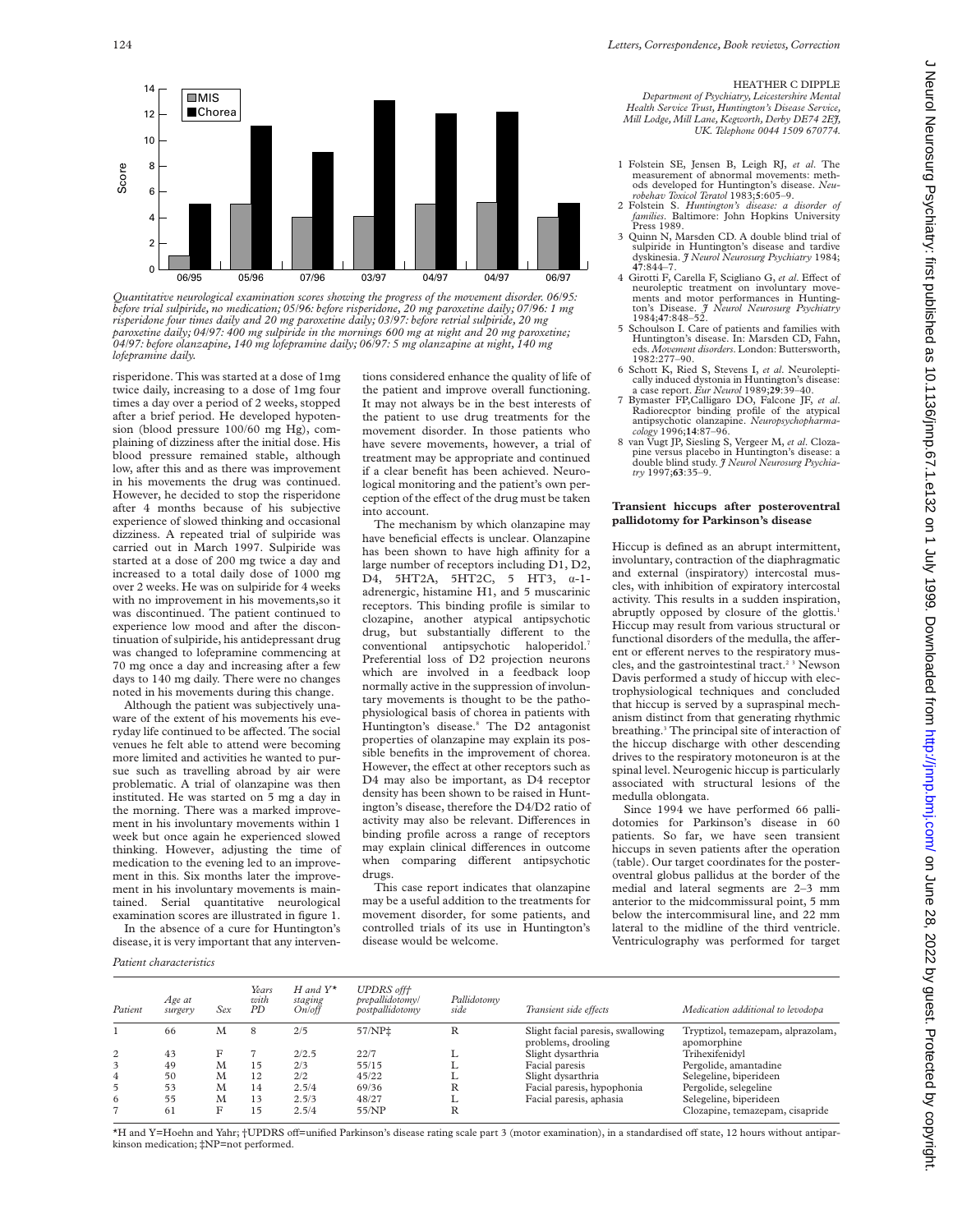

*Quantitative neurological examination scores showing the progress of the movement disorder. 06/95: before trial sulpiride, no medication; 05/96: before risperidone, 20 mg paroxetine daily; 07/96: 1 mg risperidone four times daily and 20 mg paroxetine daily; 03/97: before retrial sulpiride, 20 mg paroxetine daily; 04/97: 400 mg sulpiride in the mornings 600 mg at night and 20 mg paroxetine; 04/97: before olanzapine, 140 mg lofepramine daily; 06/97: 5 mg olanzapine at night, 140 mg lofepramine daily.* 05/96 07/96 03/97 04/97 04/97 06/97

risperidone. This was started at a dose of 1mg twice daily, increasing to a dose of 1mg four times a day over a period of 2 weeks, stopped after a brief period. He developed hypotension (blood pressure 100/60 mg Hg), complaining of dizziness after the initial dose. His blood pressure remained stable, although low, after this and as there was improvement in his movements the drug was continued. However, he decided to stop the risperidone after 4 months because of his subjective experience of slowed thinking and occasional dizziness. A repeated trial of sulpiride was carried out in March 1997. Sulpiride was started at a dose of 200 mg twice a day and increased to a total daily dose of 1000 mg over 2 weeks. He was on sulpiride for 4 weeks with no improvement in his movements,so it was discontinued. The patient continued to experience low mood and after the discontinuation of sulpiride, his antidepressant drug was changed to lofepramine commencing at 70 mg once a day and increasing after a few days to 140 mg daily. There were no changes noted in his movements during this change.

Although the patient was subjectively unaware of the extent of his movements his everyday life continued to be affected. The social venues he felt able to attend were becoming more limited and activities he wanted to pursue such as travelling abroad by air were problematic. A trial of olanzapine was then instituted. He was started on 5 mg a day in the morning. There was a marked improvement in his involuntary movements within 1 week but once again he experienced slowed thinking. However, adjusting the time of medication to the evening led to an improvement in this. Six months later the improvement in his involuntary movements is maintained. Serial quantitative neurological examination scores are illustrated in figure 1. In the absence of a cure for Huntington's

disease, it is very important that any interven-

tions considered enhance the quality of life of the patient and improve overall functioning. It may not always be in the best interests of the patient to use drug treatments for the movement disorder. In those patients who have severe movements, however, a trial of treatment may be appropriate and continued if a clear benefit has been achieved. Neurological monitoring and the patient's own perception of the effect of the drug must be taken into account.

The mechanism by which olanzapine may have beneficial effects is unclear. Olanzapine has been shown to have high affinity for a large number of receptors including D1, D2, D4, 5HT2A, 5HT2C, 5 HT3, α-1adrenergic, histamine H1, and 5 muscarinic receptors. This binding profile is similar to clozapine, another atypical antipsychotic drug, but substantially different to the conventional antipsychotic haloperidol.<sup>7</sup> Preferential loss of D2 projection neurons which are involved in a feedback loop normally active in the suppression of involuntary movements is thought to be the pathophysiological basis of chorea in patients with Huntington's disease.<sup>8</sup> The D2 antagonist properties of olanzapine may explain its possible benefits in the improvement of chorea. However, the effect at other receptors such as D4 may also be important, as D4 receptor density has been shown to be raised in Huntington's disease, therefore the D4/D2 ratio of activity may also be relevant. Differences in binding profile across a range of receptors may explain clinical differences in outcome when comparing different antipsychotic drugs.

This case report indicates that olanzapine may be a useful addition to the treatments for movement disorder, for some patients, and controlled trials of its use in Huntington's disease would be welcome.

HEATHER C DIPPLE

*Department of Psychiatry, Leicestershire Mental Health Service Trust, Huntington's Disease Service, Mill Lodge, Mill Lane, Kegworth, Derby DE74 2EJ, UK. Telephone 0044 1509 670774.*

- 1 Folstein SE, Jensen B, Leigh RJ, *et al*. The measurement of abnormal movements: methods developed for Huntington's disease. *Neu-robehav Toxicol Teratol* 1983;**5**:605–9.
- 2 Folstein S. *Huntington's disease: a disorder of families*. Baltimore: John Hopkins University Press 1989.
- 3 Quinn N, Marsden CD. A double blind trial of sulpiride in Huntington's disease and tardive dyskinesia. *J Neurol Neurosurg Psychiatry* 1984; **47**:844–7.
- 4 Girotti F, Carella F, Scigliano G, et al. Effect of neuroleptic treatment on involuntary move-ments and motor performances in Hunting-ton's Disease. *J Neurol Neurosurg Psychiatry* 1984;**47**:848–52.
- 5 Schoulson I. Care of patients and families with Huntington's disease. In: Marsden CD, Fahn, eds*.Movement disorders*. London: Buttersworth, 1982:277–90.
- 6 Schott K, Ried S, Stevens I, *et al*. Neuroleptically induced dystonia in Huntington's disease: a case report. *Eur Neurol* 1989;**29**:39–40.
- 7 Bymaster FP,Calligaro DO, Falcone JF, *et al*. Radiorecptor binding profile of the atypical antipsychotic olanzapine. *Neuropsychopharma-cology* 1996;**14**:87–96.
- 8 van Vugt JP, Siesling S, Vergeer M, *et al*. Cloza-pine versus placebo in Huntington's disease: a double blind study. *J Neurol Neurosurg Psychiatry* 1997;**63**:35–9.

### **Transient hiccups after posteroventral pallidotomy for Parkinson's disease**

Hiccup is defined as an abrupt intermittent, involuntary, contraction of the diaphragmatic and external (inspiratory) intercostal muscles, with inhibition of expiratory intercostal activity. This results in a sudden inspiration, abruptly opposed by closure of the glottis.<sup>1</sup> Hiccup may result from various structural or functional disorders of the medulla, the afferent or efferent nerves to the respiratory muscles, and the gastrointestinal tract.<sup>23</sup> Newson Davis performed a study of hiccup with electrophysiological techniques and concluded that hiccup is served by a supraspinal mechanism distinct from that generating rhythmic breathing.<sup>3</sup> The principal site of interaction of the hiccup discharge with other descending drives to the respiratory motoneuron is at the spinal level. Neurogenic hiccup is particularly associated with structural lesions of the medulla oblongata.

Since 1994 we have performed 66 pallidotomies for Parkinson's disease in 60 patients. So far, we have seen transient hiccups in seven patients after the operation (table). Our target coordinates for the posteroventral globus pallidus at the border of the medial and lateral segments are 2–3 mm anterior to the midcommissural point, 5 mm below the intercommisural line, and 22 mm lateral to the midline of the third ventricle. Ventriculography was performed for target

#### *Patient characteristics*

| Patient | Age at<br>surgery | Sex | Years<br>with<br>PD | $H$ and $Y^*$<br>staging<br>On/off | <b>UPDRS</b> offt<br>prepallidotomy/<br>postpallidotomy | Pallidotomy<br>side | Transient side effects                                  | Medication additional to levodopa                |
|---------|-------------------|-----|---------------------|------------------------------------|---------------------------------------------------------|---------------------|---------------------------------------------------------|--------------------------------------------------|
|         | 66                | M   | 8                   | 2/5                                | 57/NP±                                                  | R                   | Slight facial paresis, swallowing<br>problems, drooling | Tryptizol, temazepam, alprazolam,<br>apomorphine |
| 2       | 43                |     |                     | 2/2.5                              | 22/7                                                    |                     | Slight dysarthria                                       | Trihexifenidyl                                   |
|         | 49                | M   | 15                  | 2/3                                | 55/15                                                   | ∸                   | Facial paresis                                          | Pergolide, amantadine                            |
| 4       | 50                | М   | 12                  | 2/2                                | 45/22                                                   |                     | Slight dysarthria                                       | Selegeline, biperideen                           |
|         | 53                | M   | 14                  | 2.5/4                              | 69/36                                                   | R                   | Facial paresis, hypophonia                              | Pergolide, selegeline                            |
| 6       | 55                | M   | 13                  | 2.5/3                              | 48/27                                                   |                     | Facial paresis, aphasia                                 | Selegeline, biperideen                           |
|         | 61                | F   | 15                  | 2.5/4                              | 55/NP                                                   | R                   |                                                         | Clozapine, temazepam, cisapride                  |

\*H and Y=Hoehn and Yahr; †UPDRS off=unified Parkinson's disease rating scale part 3 (motor examination), in a standardised off state, 12 hours without antiparkinson medication; ‡NP=not performed.

2  $\Omega$ 

06/95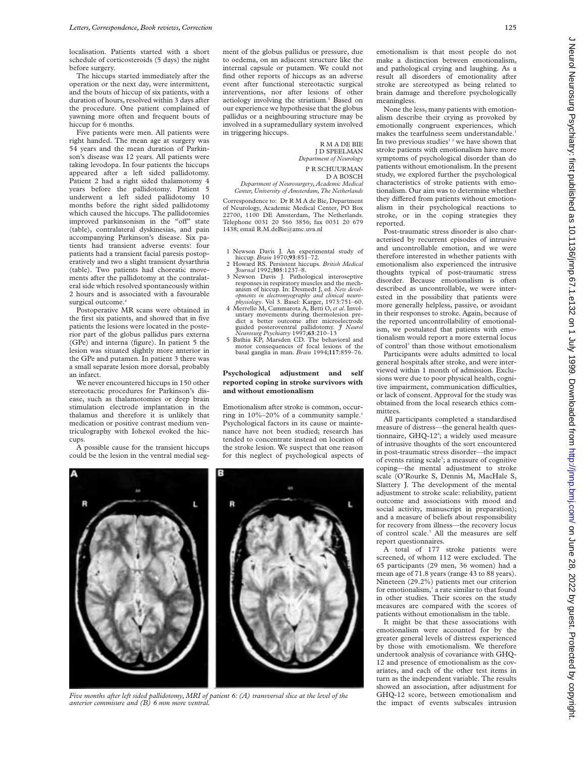localisation. Patients started with a short schedule of corticosteroids (5 days) the night before surgery.

The hiccups started immediately after the operation or the next day, were intermittent, and the bouts of hiccup of six patients, with a duration of hours, resolved within 3 days after the procedure. One patient complained of yawning more often and frequent bouts of hiccup for 6 months.

Five patients were men. All patients were right handed. The mean age at surgery was 54 years and the mean duration of Parkinson's disease was 12 years. All patients were taking levodopa. In four patients the hiccups appeared after a left sided pallidotomy. Patient 2 had a right sided thalamotomy 4 years before the pallidotomy. Patient 5 underwent a left sided pallidotomy 10 months before the right sided pallidotomy which caused the hiccups. The pallidotomies improved parkinsonism in the "off" state (table), contralateral dyskinesias, and pain accompanying Parkinson's disease. Six patients had transient adverse events: four patients had a transient facial paresis postoperatively and two a slight transient dysarthria (table). Two patients had choreatic movements after the pallidotomy at the contralateral side which resolved spontaneously within 2 hours and is associated with a favourable surgical outcome.<sup>4</sup>

Postoperative MR scans were obtained in the first six patients, and showed that in five patients the lesions were located in the posterior part of the globus pallidus pars externa (GPe) and interna (figure). In patient 5 the lesion was situated slightly more anterior in the GPe and putamen. In patient 3 there was a small separate lesion more dorsal, probably an infarct.

We never encountered hiccups in 150 other stereotactic procedures for Parkinson's disease, such as thalamotomies or deep brain stimulation electrode implantation in the thalamus and therefore it is unlikely that medication or positive contrast medium ventriculography with Iohexol evoked the hiccups.

A possible cause for the transient hiccups could be the lesion in the ventral medial segment of the globus pallidus or pressure, due to oedema, on an adjacent structure like the internal capsule or putamen. We could not find other reports of hiccups as an adverse event after functional stereotactic surgical interventions, nor after lesions of other aetiology involving the striatium.<sup>5</sup> Based on our experience we hypothesise that the globus pallidus or a neighbouring structure may be involved in a supramedullary system involved in triggering hiccups.

> R M A DE BIE J D SPEELMAN *Department of Neurology* P R SCHUURMAN D A BOSCH

*Department of Neurosurgery, Academic Medical Center, University of Amsterdam, The Netherlands*

Correspondence to: Dr R M A de Bie, Department of Neurology, Academic Medical Center, PO Box 22700, 1100 DE Amsterdam, The Netherlands. Telephone 0031 20 566 3856; fax 0031 20 679 1438; email R.M.deBie@amc.uva.nl

- 
- 1 Newson Davis J. An experimental study of hiccup. *Brain* 1970;**93**:851–72. 2 Howard RS. Persistent hiccups. *British Medical Journal* 1992;**305**:1237–8.
- 3 Newson Davis J. Pathological interoseptive responses in respiratory muscles and the mechanism of hiccup. In: Desmedt J, ed. *New devel-opments in electromyography and clinical neurophysiology*. Vol 3. Basel: Karger, 1973:751–60.
- 4 Merrello M, Cammarota A, Betti O, *et al*. Involuntary movements during thermolesion predict a better outcome after microelectrode guided posteroventral pallidotomy. *J Neurol Neurosurg Psychiatry* 1997;**63**:210–13
- 5 Bathia KP, Marsden CD. The behavioral and motor consequences of focal lesions of the basal ganglia in man. *Brain* 1994;**117**:859–76.

### **Psychological adjustment and self reported coping in stroke survivors with and without emotionalism**

Emotionalism after stroke is common, occurring in 10%-20% of a community sample.<sup>1</sup> Psychological factors in its cause or maintenance have not been studied; research has tended to concentrate instead on location of the stroke lesion. We suspect that one reason for this neglect of psychological aspects of



*Five months after left sided pallidotomy, MRI of patient 6: (A) transversal slice at the level of the anterior commisure and (B) 6 mm more ventral.*

emotionalism is that most people do not make a distinction between emotionalism, and pathological crying and laughing. As a result all disorders of emotionality after stroke are stereotyped as being related to brain damage and therefore psychologically meaningless.

None the less, many patients with emotionalism describe their crying as provoked by emotionally congruent experiences, which makes the tearfulness seem understandable.<sup>1</sup> In two previous studies<sup>12</sup> we have shown that stroke patients with emotionalism have more symptoms of psychological disorder than do patients without emotionalism. In the present study, we explored further the psychological characteristics of stroke patients with emotionalism. Our aim was to determine whether they differed from patients without emotionalism in their psychological reactions to stroke, or in the coping strategies they reported.

Post-traumatic stress disorder is also characterised by recurrent episodes of intrusive and uncontrollable emotion, and we were therefore interested in whether patients with emotionalism also experienced the intrusive thoughts typical of post-traumatic stress disorder. Because emotionalism is often described as uncontrollable, we were interested in the possibility that patients were more generally helpless, passive, or avoidant in their responses to stroke. Again, because of the reported uncontrollability of emotionalism, we postulated that patients with emotionalism would report a more external locus of control<sup>3</sup> than those without emotionalism

Participants were adults admitted to local general hospitals after stroke, and were interviewed within 1 month of admission. Exclusions were due to poor physical health, cognitive impairment, communication difficulties, or lack of consent. Approval for the study was obtained from the local research ethics committees.

All participants completed a standardised measure of distress—the general health questionnaire, GHQ-12<sup>4</sup>; a widely used measure of intrusive thoughts of the sort encountered in post-traumatic stress disorder—the impact of events rating scale<sup>5</sup>; a measure of cognitive coping—the mental adjustment to stroke scale (O'Rourke S, Dennis M, MacHale S, Slattery J. The development of the mental adjustment to stroke scale: reliability, patient outcome and associations with mood and social activity, manuscript in preparation); and a measure of beliefs about responsibility for recovery from illness—the recovery locus of control scale.<sup>3</sup> All the measures are self report questionnaires.

A total of 177 stroke patients were screened, of whom 112 were excluded. The 65 participants (29 men, 36 women) had a mean age of 71.8 years (range 43 to 88 years). Nineteen (29.2%) patients met our criterion for emotionalism,<sup>1</sup> a rate similar to that found in other studies. Their scores on the study measures are compared with the scores of patients without emotionalism in the table.

It might be that these associations with emotionalism were accounted for by the greater general levels of distress experienced by those with emotionalism. We therefore undertook analysis of covariance with GHQ-12 and presence of emotionalism as the covariates, and each of the other test items in turn as the independent variable. The results showed an association, after adjustment for GHQ-12 score, between emotionalism and the impact of events subscales intrusion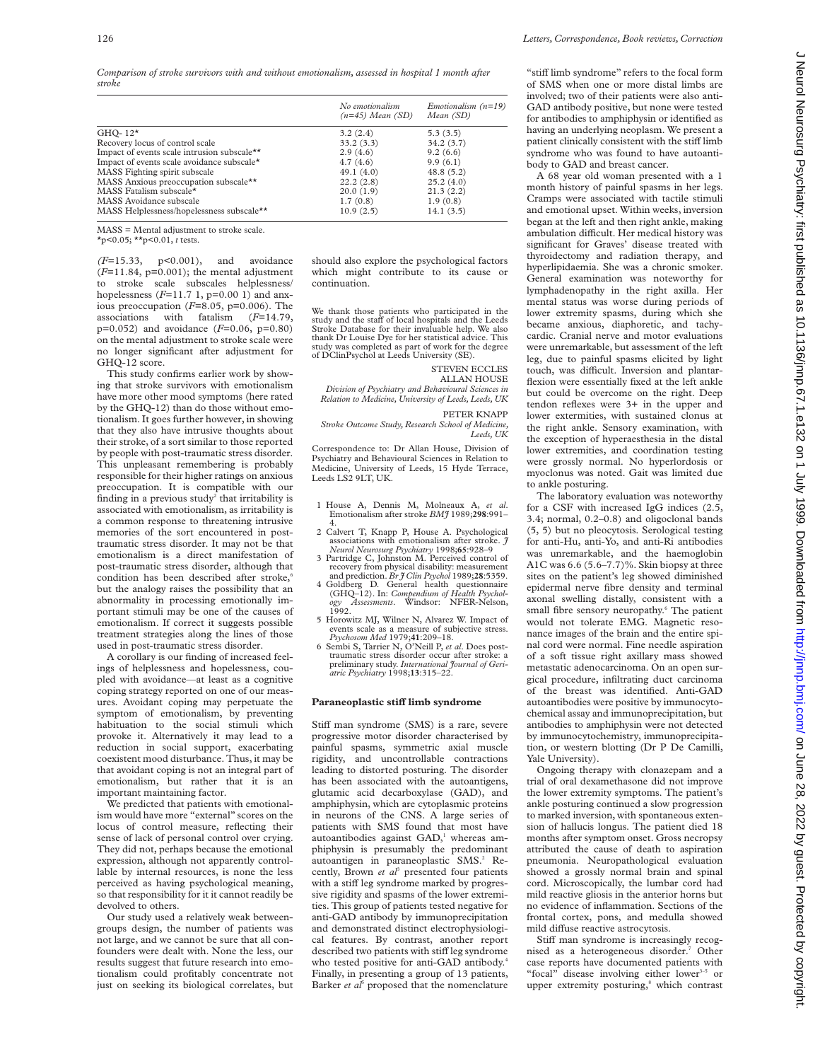|                                             | No emotionalism<br>$(n=45)$ Mean (SD) | Emotionalism $(n=19)$<br>Mean (SD) |
|---------------------------------------------|---------------------------------------|------------------------------------|
| GHQ-12 $*$                                  | 3.2(2.4)                              | 5.3(3.5)                           |
| Recovery locus of control scale             | 33.2(3.3)                             | 34.2(3.7)                          |
| Impact of events scale intrusion subscale** | 2.9(4.6)                              | 9.2(6.6)                           |
| Impact of events scale avoidance subscale*  | 4.7(4.6)                              | 9.9(6.1)                           |
| MASS Fighting spirit subscale               | 49.1(4.0)                             | 48.8(5.2)                          |
| MASS Anxious preoccupation subscale**       | 22.2(2.8)                             | 25.2(4.0)                          |
| MASS Fatalism subscale*                     | 20.0(1.9)                             | 21.3(2.2)                          |
| MASS Avoidance subscale                     | 1.7(0.8)                              | 1.9(0.8)                           |
| MASS Helplessness/hopelessness subscale**   | 10.9(2.5)                             | 14.1(3.5)                          |

MASS = Mental adjustment to stroke scale. \*p<0.05; \*\*p<0.01, *t* tests.

*(F*=15.33, p<0.001), and avoidance  $(F=11.84, p=0.001)$ ; the mental adjustment to stroke scale subscales helplessness/ hopelessness (*F*=11.7 1, p=0.00 1) and anxious preoccupation (*F*=8.05, p=0.006). The associations with fatalism (*F*=14.79, p=0.052) and avoidance (*F*=0.06, p=0.80) on the mental adjustment to stroke scale were no longer significant after adjustment for GHQ-12 score.

This study confirms earlier work by showing that stroke survivors with emotionalism have more other mood symptoms (here rated by the GHQ-12) than do those without emotionalism. It goes further however, in showing that they also have intrusive thoughts about their stroke, of a sort similar to those reported by people with post-traumatic stress disorder. This unpleasant remembering is probably responsible for their higher ratings on anxious preoccupation. It is compatible with our finding in a previous  $study<sup>2</sup>$  that irritability is associated with emotionalism, as irritability is a common response to threatening intrusive memories of the sort encountered in posttraumatic stress disorder. It may not be that emotionalism is a direct manifestation of post-traumatic stress disorder, although that condition has been described after stroke,<sup>6</sup> but the analogy raises the possibility that an abnormality in processing emotionally important stimuli may be one of the causes of emotionalism. If correct it suggests possible treatment strategies along the lines of those used in post-traumatic stress disorder.

A corollary is our finding of increased feelings of helplessness and hopelessness, coupled with avoidance—at least as a cognitive coping strategy reported on one of our measures. Avoidant coping may perpetuate the symptom of emotionalism, by preventing habituation to the social stimuli which provoke it. Alternatively it may lead to a reduction in social support, exacerbating coexistent mood disturbance. Thus, it may be that avoidant coping is not an integral part of emotionalism, but rather that it is an important maintaining factor.

We predicted that patients with emotionalism would have more "external" scores on the locus of control measure, reflecting their sense of lack of personal control over crying. They did not, perhaps because the emotional expression, although not apparently controllable by internal resources, is none the less perceived as having psychological meaning, so that responsibility for it it cannot readily be devolved to others.

Our study used a relatively weak betweengroups design, the number of patients was not large, and we cannot be sure that all confounders were dealt with. None the less, our results suggest that future research into emotionalism could profitably concentrate not just on seeking its biological correlates, but

should also explore the psychological factors which might contribute to its cause or continuation.

We thank those patients who participated in the study and the staff of local hospitals and the Leeds<br>Stroke Database for their invaluable help. We also thank Dr Louise Dye for her statistical advice. This study was completed as part of work for the degree of DClinPsychol at Leeds University (SE).

> STEVEN ECCLES ALLAN HOUSE

*Division of Psychiatry and Behavioural Sciences in Relation to Medicine, University of Leeds, Leeds, UK*

PETER KNAPP *Stroke Outcome Study, Research School of Medicine,*

*Leeds, UK*

Correspondence to: Dr Allan House, Division of Psychiatry and Behavioural Sciences in Relation to Medicine, University of Leeds, 15 Hyde Terrace, Leeds LS2 9LT, UK.

- 1 House A, Dennis M, Molneaux A, *et al*. Emotionalism after stroke *BMJ* 1989;**298**:991–
- 4. 2 Calvert T, Knapp P, House A. Psychological associations with emotionalism after stroke. *J*
- *Neurol Neurosurg Psychiatry* 1998;**65**:928–9 3 Partridge C, Johnston M. Perceived control of recovery from physical disability: measurement
- and prediction. *Br J Clin Psychol* 1989;**28**:5359. 4 Goldberg D. General health questionnaire (GHQ-12). In: Compendium of Health Psychol-(GHQ–12). In: *Compendium of Health Psychol-ogy Assessments*. Windsor: NFER-Nelson, 1992.
- 5 Horowitz MJ, Wilner N, Alvarez W. Impact of events scale as a measure of subjective stress. *Psychosom Med* 1979;**41**:209–18.
- 6 Sembi S, Tarrier N, O'Neill P, *et al*. Does post-traumatic stress disorder occur after stroke: a preliminary study. *International Journal of Geri-atric Psychiatry* 1998;**13**:315–22.

#### **Paraneoplastic stiff limb syndrome**

Stiff man syndrome (SMS) is a rare, severe progressive motor disorder characterised by painful spasms, symmetric axial muscle rigidity, and uncontrollable contractions leading to distorted posturing. The disorder has been associated with the autoantigens, glutamic acid decarboxylase (GAD), and amphiphysin, which are cytoplasmic proteins in neurons of the CNS. A large series of patients with SMS found that most have autoantibodies against GAD,<sup>1</sup> whereas amphiphysin is presumably the predominant autoantigen in paraneoplastic SMS.<sup>2</sup> Recently, Brown *et al<sup>3</sup>* presented four patients with a stiff leg syndrome marked by progressive rigidity and spasms of the lower extremities. This group of patients tested negative for anti-GAD antibody by immunoprecipitation and demonstrated distinct electrophysiological features. By contrast, another report described two patients with stiff leg syndrome who tested positive for anti-GAD antibody.<sup>4</sup> Finally, in presenting a group of 13 patients, Barker *et al*<sup>5</sup> proposed that the nomenclature

"stiff limb syndrome" refers to the focal form of SMS when one or more distal limbs are involved; two of their patients were also anti-GAD antibody positive, but none were tested for antibodies to amphiphysin or identified as having an underlying neoplasm. We present a patient clinically consistent with the stiff limb syndrome who was found to have autoantibody to GAD and breast cancer.

A 68 year old woman presented with a 1 month history of painful spasms in her legs. Cramps were associated with tactile stimuli and emotional upset. Within weeks, inversion began at the left and then right ankle, making ambulation difficult. Her medical history was significant for Graves' disease treated with thyroidectomy and radiation therapy, and hyperlipidaemia. She was a chronic smoker. General examination was noteworthy for lymphadenopathy in the right axilla. Her mental status was worse during periods of lower extremity spasms, during which she became anxious, diaphoretic, and tachycardic. Cranial nerve and motor evaluations were unremarkable, but assessment of the left leg, due to painful spasms elicited by light touch, was difficult. Inversion and plantarflexion were essentially fixed at the left ankle but could be overcome on the right. Deep tendon reflexes were 3+ in the upper and lower extermities, with sustained clonus at the right ankle. Sensory examination, with the exception of hyperaesthesia in the distal lower extremities, and coordination testing were grossly normal. No hyperlordosis or myoclonus was noted. Gait was limited due to ankle posturing.

The laboratory evaluation was noteworthy for a CSF with increased IgG indices (2.5, 3.4; normal, 0.2–0.8) and oligoclonal bands (5, 5) but no pleocytosis. Serological testing for anti-Hu, anti-Yo, and anti-Ri antibodies was unremarkable, and the haemoglobin A1C was 6.6 (5.6–7.7)%. Skin biopsy at three sites on the patient's leg showed diminished epidermal nerve fibre density and terminal axonal swelling distally, consistent with a small fibre sensory neuropathy.<sup>6</sup> The patient would not tolerate EMG. Magnetic resonance images of the brain and the entire spinal cord were normal. Fine needle aspiration of a soft tissue right axillary mass showed metastatic adenocarcinoma. On an open surgical procedure, infiltrating duct carcinoma of the breast was identified. Anti-GAD autoantibodies were positive by immunocytochemical assay and immunoprecipitation, but antibodies to amphiphysin were not detected by immunocytochemistry, immunoprecipitation, or western blotting (Dr P De Camilli, Yale University).

Ongoing therapy with clonazepam and a trial of oral dexamethasone did not improve the lower extremity symptoms. The patient's ankle posturing continued a slow progression to marked inversion, with spontaneous extension of hallucis longus. The patient died 18 months after symptom onset. Gross necropsy attributed the cause of death to aspiration pneumonia. Neuropathological evaluation showed a grossly normal brain and spinal cord. Microscopically, the lumbar cord had mild reactive gliosis in the anterior horns but no evidence of inflammation. Sections of the frontal cortex, pons, and medulla showed mild diffuse reactive astrocytosis.

Stiff man syndrome is increasingly recognised as a heterogeneous disorder.<sup>7</sup> Other case reports have documented patients with "focal" disease involving either lower<sup>3-5</sup> or upper extremity posturing,<sup>8</sup> which contrast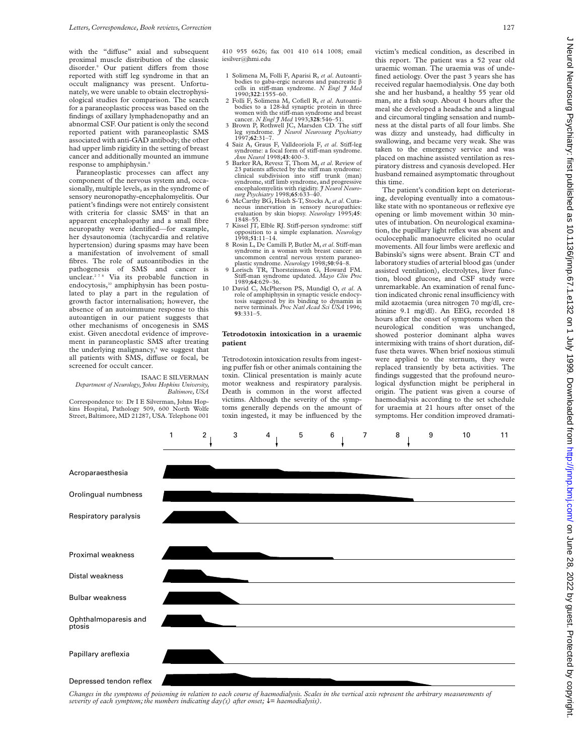with the "diffuse" axial and subsequent proximal muscle distribution of the classic disorder.<sup>9</sup> Our patient differs from those reported with stiff leg syndrome in that an occult malignancy was present. Unfortunately, we were unable to obtain electrophysiological studies for comparison. The search for a paraneoplastic process was based on the findings of axillary lymphadenopathy and an abnormal CSF. Our patient is only the second reported patient with paraneoplastic SMS associated with anti-GAD antibody; the other had upper limb rigidity in the setting of breast cancer and additionally mounted an immune response to amphiphysin.<sup>8</sup>

Paraneoplastic processes can affect any component of the nervous system and, occasionally, multiple levels, as in the syndrome of sensory neuronopathy-encephalomyelitis. Our patient's findings were not entirely consistent with criteria for classic SMS<sup>9</sup> in that an apparent encephalopathy and a small fibre neuropathy were identified—for example, her dysautonomia (tachycardia and relative hypertension) during spasms may have been a manifestation of involvement of small fibres. The role of autoantibodies in the pathogenesis of SMS and cancer is unclear.278 Via its probable function in endocytosis,<sup>10</sup> amphiphysin has been postulated to play a part in the regulation of growth factor internalisation; however, the absence of an autoimmune response to this autoantigen in our patient suggests that other mechanisms of oncogenesis in SMS exist. Given anecdotal evidence of improvement in paraneoplastic SMS after treating the underlying malignancy,<sup>8</sup> we suggest that all patients with SMS, diffuse or focal, be screened for occult cancer.

# ISAAC E SILVERMAN

*Department of Neurology, Johns Hopkins University, Baltimore, USA*

Correspondence to: Dr I E Silverman, Johns Hopkins Hospital, Pathology 509, 600 North Wolfe Street, Baltimore, MD 21287, USA. Telephone 001 410 955 6626; fax 001 410 614 1008; email iesilver@jhmi.edu

- 1 Solimena M, Folli F, Aparisi R, *et al*. Autoantibodies to gaba-ergic neurons and pancreatic β<br>cells in stiff-man syndrome. *N Engl J Med*
- 1990;**322**:1555–60. 2 Folli F, Solimena M, Cofiell R, *et al*. Autoantibodies to a 128-kd synaptic protein in three<br>women with the stiff-man syndrome and breast
- cancer. *N Engl J Med* 1993;328:546-51.<br>3 Brown P, Rothwell JC, Marsden CD. The stiff<br>leg syndrome. *J Neurol Neurosurg Psychiatry* 1997;**62**:31–7.
- 4 Saiz A, Graus F, Valldeoriola F, et al. Stiff-leg syndrome: a focal form of stiff-man syndrome. *Ann Neurol* 1998;**43**:400–3.
- 5 Barker RA, Revesz T, Thom M, *et al*. Review of 23 patients affected by the stiff man syndrome: clinical subdivision into stiff trunk (man) syndrome, stiff limb syndrome, and progressive encephalomyelitis with rigidity. *J Neurol Neuro-*
- *surg Psychiatry* 1998;**65**:633–40. 6 McCarthy BG, Hsieh S-T, Stocks A, *et al*. Cutaneous innervation in sensory neuropathies: evaluation by skin biopsy. *Neurology* 1995;**45**: 1848–55.
- 7 Kissel JT, Elble RJ. Stiff-person syndrome: stiff opposition to a simple explanation. *Neurology* 1998;**51**:11–14.
- 8 Rosin L, De Camilli P, Butler M,*et al*. Stiff-man syndrome in a woman with breast cancer: an uncommon central nervous system paraneo-plastic syndrome. *Neurology* 1998;**50**:94–8. 9 Lorisch TR, Thorsteinsson G, Howard FM.
- Stiff-man syndrome updated. *Mayo Clin Proc* 1989;64:629-36.
- 1989;**64**:629–36. 10 David C, McPherson PS, Mundigl O, *et al*. A role of amphiphysin in synaptic vesicle endocytosis suggested by its binding to dynamin in nerve terminals. *Proc Natl Acad Sci USA* 1996; **93**:331–5.

#### **Tetrodotoxin intoxication in a uraemic patient**

Tetrodotoxin intoxication results from ingesting puffer fish or other animals containing the toxin. Clinical presentation is mainly acute motor weakness and respiratory paralysis. Death is common in the worst affected victims. Although the severity of the symptoms generally depends on the amount of toxin ingested, it may be influenced by the

victim's medical condition, as described in this report. The patient was a 52 year old uraemic woman. The uraemia was of undefined aetiology. Over the past 3 years she has received regular haemodialysis. One day both she and her husband, a healthy 55 year old man, ate a fish soup. About 4 hours after the meal she developed a headache and a lingual and circumoral tingling sensation and numbness at the distal parts of all four limbs. She was dizzy and unsteady, had difficulty in swallowing, and became very weak. She was taken to the emergency service and was placed on machine assisted ventilation as respiratory distress and cyanosis developed. Her husband remained asymptomatic throughout this time.

The patient's condition kept on deteriorating, developing eventually into a comatouslike state with no spontaneous or reflexive eye opening or limb movement within 30 minutes of intubation. On neurological examination, the pupillary light reflex was absent and oculocephalic manoeuvre elicited no ocular movements. All four limbs were areflexic and Babinski's signs were absent. Brain CT and laboratory studies of arterial blood gas (under assisted ventilation), electrolytes, liver function, blood glucose, and CSF study were unremarkable. An examination of renal function indicated chronic renal insufficiency with mild azotaemia (urea nitrogen 70 mg/dl, creatinine 9.1 mg/dl). An EEG, recorded 18 hours after the onset of symptoms when the neurological condition was unchanged, showed posterior dominant alpha waves intermixing with trains of short duration, diffuse theta waves. When brief noxious stimuli were applied to the sternum, they were replaced transiently by beta activities. The findings suggested that the profound neurological dysfunction might be peripheral in origin. The patient was given a course of haemodialysis according to the set schedule for uraemia at 21 hours after onset of the symptoms. Her condition improved dramati-



*Changes in the symptoms of poisoning in relation to each course of haemodialysis. Scales in the vertical axis represent the arbitrary measurements of severity of each symptom; the numbers indicating day(s) after onset;* ↓*= haemodialysis).*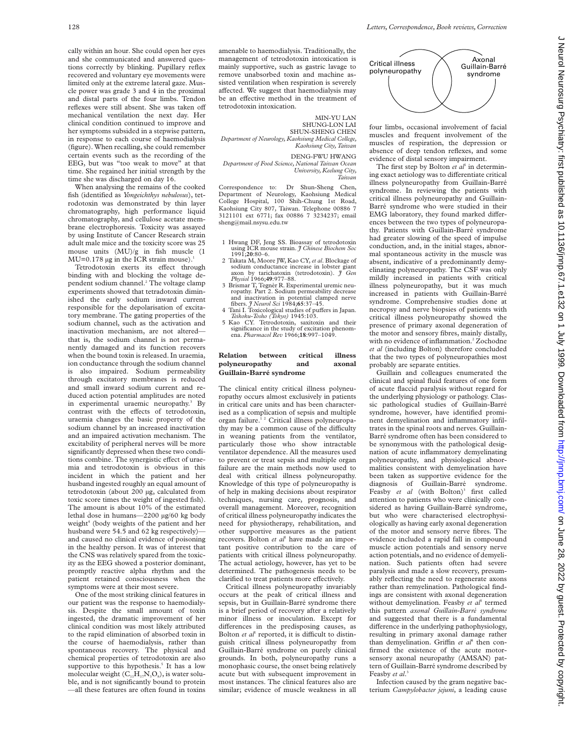amenable to haemodialysis. Traditionally, the management of tetrodotoxin intoxication is mainly supportive, such as gastric lavage to remove unabsorbed toxin and machine assisted ventilation when respiration is severely affected. We suggest that haemodialysis may be an effective method in the treatment of tetrodotoxin intoxication.

MIN-YU LAN SHUNG-LON LAI SHUN-SHENG CHEN *Department of Neurology, Kaohsiung Medical College, Kaohsiung City, Taiwan*

DENG-FWU HWANG

*Department of Food Science, National Taiwan Ocean University, Keelung City, Taiwan*

Correspondence to: Dr Shun-Sheng Chen, Department of Neurology, Kaohsiung Medical College Hospital, 100 Shih-Chung 1st Road, Kaohsiung City 807, Taiwan. Telephone 00886 7 3121101 ext 6771; fax 00886 7 3234237; email sheng@mail.nsysu.edu.tw

- 1 Hwang DF, Jeng SS. Bioassay of tetrodotoxin using ICR mouse strain. *J Chinese Biochem Soc* 1991;**20**:80–6.
- 2 Takata M, Moore JW, Kao CY, *et al*. Blockage of sodium conductance increase in lobster giant axon by tarichatoxin (tetrodotoxin). *J Gen Physiol* 1966;**49**:977–88.
- 3 Brismar T, Tegnèr R. Experimental uremic neu-ropathy. Part 2. Sodium permeability decrease and inactivation in potential clamped nerve fibers. *J Neurol Sci* 1984;**65**:37–45.
- 4 Tani I. Toxicological studies of puffers in Japan. *Teikoku-Tosho (Tokyo)* 1945:103. 5 Kao CY. Tetrodotoxin, saxitoxin and their
- significance in the study of excitation phenom-ena. *Pharmacol Rev* 1966;**18**:997–1049.

## **Relation between critical illness polyneuropathy and axonal Guillain-Barré syndrome**

The clinical entity critical illness polyneuropathy occurs almost exclusively in patients in critical care units and has been characterised as a complication of sepsis and multiple organ failure.<sup>12</sup> Critical illness polyneuropathy may be a common cause of the difficulty in weaning patients from the ventilator, particularly those who show intractable ventilator dependence. All the measures used to prevent or treat sepsis and multiple organ failure are the main methods now used to deal with critical illness polyneuropathy. Knowledge of this type of polyneuropathy is of help in making decisions about respirator techniques, nursing care, prognosis, and overall management. Moreover, recognition of critical illness polyneuropathy indicates the need for physiotherapy, rehabilitation, and other supportive measures as the patient recovers. Bolton *et al*<sup>1</sup> have made an important positive contribution to the care of patients with critical illness polyneuropathy. The actual aetiology, however, has yet to be determined. The pathogenesis needs to be clarified to treat patients more effectively.

Critical illness polyneuropathy invariably occurs at the peak of critical illness and sepsis, but in Guillain-Barré syndrome there is a brief period of recovery after a relatively minor illness or inoculation. Except for differences in the predisposing causes, as Bolton *et al*<sup>1</sup> reported, it is difficult to distinguish critical illness polyneuropathy from Guillain-Barré syndrome on purely clinical grounds. In both, polyneuropathy runs a monophasic course, the onset being relatively acute but with subsequent improvement in most instances. The clinical features also are similar; evidence of muscle weakness in all



four limbs, occasional involvement of facial muscles and frequent involvement of the muscles of respiration, the depression or absence of deep tendon reflexes, and some evidence of distal sensory impairment.

The first step by Bolton *et al*<sup>1</sup> in determining exact aetiology was to differentiate critical illness polyneuropathy from Guillain-Barré syndrome. In reviewing the patients with critical illness polyneuropathy and Guillain-Barré syndrome who were studied in their EMG laboratory, they found marked differences between the two types of polyneuropathy. Patients with Guillain-Barré syndrome had greater slowing of the speed of impulse conduction, and, in the initial stages, abnormal spontaneous activity in the muscle was absent, indicative of a predominantly demyelinating polyneuropathy. The CSF was only mildly increased in patients with critical illness polyneuropathy, but it was much increased in patients with Guillain-Barré syndrome. Comprehensive studies done at necropsy and nerve biopsies of patients with critical illness polyneuropathy showed the presence of primary axonal degeneration of the motor and sensory fibres, mainly distally, with no evidence of inflammation.<sup>2</sup> Zochodne *et al* (including Bolton) therefore concluded that the two types of polyneuropathies most probably are separate entities.

Guillain and colleagues enumerated the clinical and spinal fluid features of one form of acute flaccid paralysis without regard for the underlying physiology or pathology. Classic pathological studies of Guillain-Barré syndrome, however, have identified prominent demyelination and inflammatory infiltrates in the spinal roots and nerves. Guillain-Barré syndrome often has been considered to be synonymous with the pathological designation of acute inflammatory demyelinating polyneuropathy, and physiological abnormalities consistent with demyelination have been taken as supportive evidence for the diagnosis of Guillain-Barré syndrome. Feasby et al (with Bolton)<sup>3</sup> first called attention to patients who were clinically considered as having Guillain-Barré syndrome, but who were characterised electrophysiologically as having early axonal degeneration of the motor and sensory nerve fibres. The evidence included a rapid fall in compound muscle action potentials and sensory nerve action potentials, and no evidence of demyelination. Such patients often had severe paralysis and made a slow recovery, presumably reflecting the need to regenerate axons rather than remyelination. Pathological findings are consistent with axonal degeneration without demyelination. Feasby et al<sup>3</sup> termed this pattern *axonal Guillain-Barré syndrome* and suggested that there is a fundamental difference in the underlying pathophysiology, resulting in primary axonal damage rather than demyelination. Griffin et al<sup>4</sup> then confirmed the existence of the acute motorsensory axonal neuropathy (AMSAN) pattern of Guillain-Barré syndrome described by Feasby *et al*. 3

Infection caused by the gram negative bacterium *Campylobacter jejuni*, a leading cause

cally within an hour. She could open her eyes and she communicated and answered questions correctly by blinking. Pupillary reflex recovered and voluntary eye movements were limited only at the extreme lateral gaze. Muscle power was grade 3 and 4 in the proximal and distal parts of the four limbs. Tendon reflexes were still absent. She was taken off mechanical ventilation the next day. Her clinical condition continued to improve and her symptoms subsided in a stepwise pattern, in response to each course of haemodialysis (figure). When recalling, she could remember certain events such as the recording of the EEG, but was "too weak to move" at that time. She regained her initial strength by the time she was discharged on day 16.

When analysing the remains of the cooked fish (identified as *Yongeichthys nebulosus*), tetrodotoxin was demonstrated by thin layer chromatography, high performance liquid chromatography, and cellulose acetate membrane electrophoresis. Toxicity was assayed by using Institute of Cancer Research strain adult male mice and the toxicity score was 25 mouse units (MU)/g in fish muscle (1  $MU=0.178$  µg in the ICR strain mouse).<sup>1</sup>

Tetrodotoxin exerts its effect through binding with and blocking the voltage dependent sodium channel.<sup>2</sup> The voltage clamp experiments showed that tetradotoxin diminished the early sodium inward current responsible for the depolarisation of excitatory membrane. The gating properties of the sodium channel, such as the activation and inactivation mechanism, are not altered that is, the sodium channel is not permanently damaged and its function recovers when the bound toxin is released. In uraemia, ion conductance through the sodium channel is also impaired. Sodium permeability through excitatory membranes is reduced and small inward sodium current and reduced action potential amplitudes are noted in experimental uraemic neuropathy.<sup>3</sup> By contrast with the effects of tetrodotoxin, uraemia changes the basic property of the sodium channel by an increased inactivation and an impaired activation mechanism. The excitability of peripheral nerves will be more significantly depressed when these two conditions combine. The synergistic effect of uraemia and tetrodotoxin is obvious in this incident in which the patient and her husband ingested roughly an equal amount of tetrodotoxin (about 200 µg, calculated from toxic score times the weight of ingested fish). The amount is about 10% of the estimated lethal dose in humans—2200 µg/60 kg body weight $<sup>4</sup>$  (body weights of the patient and her</sup> husband were 54.5 and 62 kg respectively) and caused no clinical evidence of poisoning in the healthy person. It was of interest that the CNS was relatively spared from the toxicity as the EEG showed a posterior dominant, promptly reactive alpha rhythm and the patient retained consciousness when the symptoms were at their most severe.

One of the most striking clinical features in our patient was the response to haemodialysis. Despite the small amount of toxin ingested, the dramatic improvement of her clinical condition was most likely attributed to the rapid elimination of absorbed toxin in the course of haemodialysis, rather than spontaneous recovery. The physical and chemical properties of tetrodotoxin are also supportive to this hypothesis.<sup>5</sup> It has a low molecular weight  $(C_{11}H_{17}N_3O_8)$ , is water soluble, and is not significantly bound to protein —all these features are often found in toxins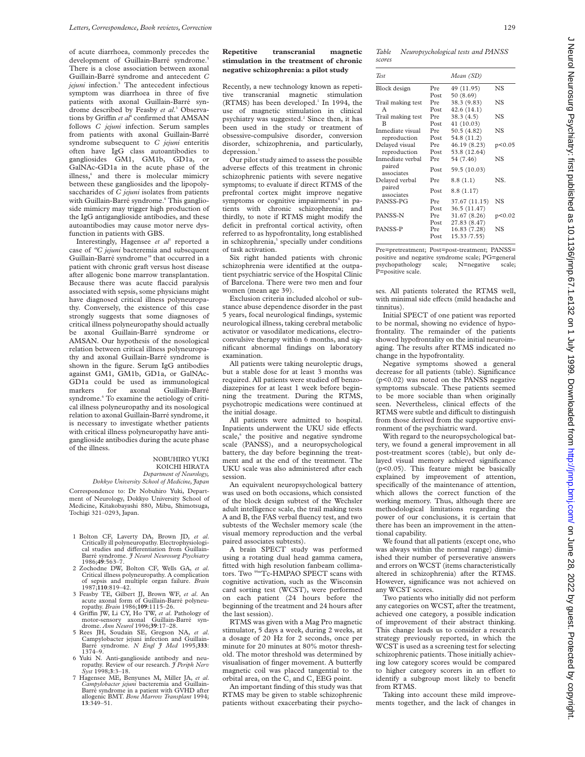of acute diarrhoea, commonly precedes the development of Guillain-Barré syndrome. There is a close association between axonal Guillain-Barré syndrome and antecedent *C jejuni* infection.5 The antecedent infectious symptom was diarrhoea in three of five patients with axonal Guillain-Barré syndrome described by Feasby *et al*. <sup>3</sup> Observations by Griffin et al<sup>4</sup> confirmed that AMSAN follows *C jejuni* infection. Serum samples from patients with axonal Guillain-Barré syndrome subsequent to *C jejuni* enteritis often have IgG class autoantibodies to gangliosides GM1, GM1b, GD1a, or GalNAc-GD1a in the acute phase of the illness,<sup>6</sup> and there is molecular mimicry between these gangliosides and the lipopolysaccharides of *C jejuni* isolates from patients with Guillain-Barré syndrome.<sup>6</sup> This ganglioside mimicry may trigger high production of the IgG antiganglioside antibodies, and these autoantibodies may cause motor nerve dysfunction in patients with GBS.

Interestingly, Hagensee *et al*<sup>7</sup> reported a case of *"C jejuni* bacteremia and subsequent Guillain-Barré syndrome*"* that occurred in a patient with chronic graft versus host disease after allogenic bone marrow transplantation. Because there was acute flaccid paralysis associated with sepsis, some physicians might have diagnosed critical illness polyneuropathy. Conversely, the existence of this case strongly suggests that some diagnoses of critical illness polyneuropathy should actually be axonal Guillain-Barré syndrome or AMSAN. Our hypothesis of the nosological relation between critical illness polyneuropathy and axonal Guillain-Barré syndrome is shown in the figure. Serum IgG antibodies against GM1, GM1b, GD1a, or GalNAc-GD1a could be used as immunological markers for axonal Guillain-Barré syndrome.<sup>6</sup> To examine the aetiology of critical illness polyneuropathy and its nosological relation to axonal Guillain-Barré syndrome, it is necessary to investigate whether patients with critical illness polyneuropathy have antiganglioside antibodies during the acute phase of the illness.

> NOBUHIRO YUKI KOICHI HIRATA *Department of Neurology, Dokkyo University School of Medicine, Japan*

Correspondence to: Dr Nobuhiro Yuki, Department of Neurology, Dokkyo University School of Medicine, Kitakobayashi 880, Mibu, Shimotsuga, Tochigi 321–0293, Japan.

- 1 Bolton CF, Laverty DA, Brown JD, *et al*. Critically ill polyneuropathy. Electrophysiological studies and differentiation from Guillain-Barré syndrome. *J Neurol Neurosurg Psychiatry* 1986;**49**:563–7.
- 2 Zochodne DW, Bolton CF, Wells GA, *et al*. Critical illness polyneuropathy. A complic of sepsis and multiple organ failure. *Brain* 1987;**110**:819–42.
- 3 Feasby TE, Gilbert JJ, Brown WF, *et al*. An acute axonal form of Guillain-Barré polyneuropathy. *Brain* 1986;**109**:1115–26.
- 4 Griffin JW, Li CY, Ho TW, et al. Pathology of motor-sensory axonal Guillain-Barré syn-drome. *Ann Neurol* 1996;**39**:17–28.
- 5 Rees JH, Soudain SE, Gregson NA, *et al*. Campylobacter jejuni infection and Guillain-Barré syndrome. *N Engl J Med* 1995;**333**: 1374–9.
- 6 Yuki N. Anti-ganglioside antibody and neuropathy. Review of our research. *J Periph Nerv Syst* 1998;**3**:3–18.
- 7 Hagensee ME, Benyunes M, Miller JA, *et al*. *Campylobacter jejuni* bacteremia and Guillain-Barré syndrome in a patient with GVHD after allogenic BMT. *Bone Marrow Transplant* 1994; **13**:349–51.

### **Repetitive transcranial magnetic stimulation in the treatment of chronic negative schizophrenia: a pilot study**

Recently, a new technology known as repetitive transcranial magnetic stimulation (RTMS) has been developed. $1$  In 1994, the use of magnetic stimulation in clinical psychiatry was suggested.<sup>2</sup> Since then, it has been used in the study or treatment of obsessive-compulsive disorder, conversion disorder, schizophrenia, and particularly, depression.<sup>3</sup>

Our pilot study aimed to assess the possible adverse effects of this treatment in chronic schizophrenic patients with severe negative symptoms; to evaluate if direct RTMS of the prefrontal cortex might improve negative symptoms or cognitive impairments<sup>4</sup> in patients with chronic schizophrenia; and thirdly, to note if RTMS might modify the deficit in prefrontal cortical activity, often referred to as hypofrontality, long established in schizophrenia,<sup>5</sup> specially under conditions of task activation.

Six right handed patients with chronic schizophrenia were identified at the outpatient psychiatric service of the Hospital Clínic of Barcelona. There were two men and four women (mean age 39).

Exclusion criteria included alcohol or substance abuse dependence disorder in the past 5 years, focal neurological findings, systemic neurological illness, taking cerebral metabolic activator or vasodilator medications, electroconvulsive therapy within 6 months, and significant abnormal findings on laboratory examination.

All patients were taking neuroleptic drugs, but a stable dose for at least 3 months was required. All patients were studied off benzodiazepines for at least 1 week before beginning the treatment. During the RTMS, psychotropic medications were continued at the initial dosage.

All patients were admitted to hospital. Inpatients underwent the UKU side effects scale,<sup>6</sup> the positive and negative syndrome scale (PANSS), and a neuropsychological battery, the day before beginning the treatment and at the end of the treatment. The UKU scale was also administered after each session.

An equivalent neuropsychological battery was used on both occasions, which consisted of the block design subtest of the Wechsler adult intelligence scale, the trail making tests A and B, the FAS verbal fluency test, and two subtests of the Wechsler memory scale (the visual memory reproduction and the verbal paired associates subtests).

A brain SPECT study was performed using a rotating dual head gamma camera, fitted with high resolution fanbeam collimators. Two  $99m\text{T}c$ -HMPAO SPECT scans with cognitive activation, such as the Wisconsin card sorting test (WCST), were performed on each patient (24 hours before the beginning of the treatment and 24 hours after the last session).

RTMS was given with a Mag Pro magnetic stimulator, 5 days a week, during 2 weeks, at a dosage of 20 Hz for 2 seconds, once per minute for 20 minutes at 80% motor threshold. The motor threshold was determined by visualisation of finger movement. A butterfly magnetic coil was placed tangential to the orbital area, on the  $C_3$  and  $C_4$  EEG point.

An important finding of this study was that RTMS may be given to stable schizophrenic patients without exacerbating their psycho*Table Neuropsychological tests and PANSS scores*

| Test.                |      | Mean (SD)     |           |
|----------------------|------|---------------|-----------|
| Block design         | Pre  | 49 (11.95)    | NS        |
|                      | Post | 50 (8.69)     |           |
| Trail making test    | Pre  | 38.3 (9.83)   | NS.       |
| $\mathsf{A}$         | Post | 42.6(14.1)    |           |
| Trail making test    | Pre  | 38.3(4.5)     | NS        |
| B                    | Post | 41 (10.03)    |           |
| Inmediate visual     | Pre  | 50.5 (4.82)   | NS        |
| reproduction         | Post | 54.8 (11.2)   |           |
| Delayed visual       | Pre  | 46.19 (8.23)  | p<0.05    |
| reproduction         | Post | 53.8 (12.64)  |           |
| Inmediate verbal     | Pre  | 54 (7.46)     | NS.       |
| paired<br>associates | Post | 59.5 (10.03)  |           |
| Delayed verbal       | Pre  | 8.8(1.1)      | NS.       |
| paired<br>associates | Post | 8.8(1.17)     |           |
| PANSS-PG             | Pre  | 37.67 (11.15) | <b>NS</b> |
|                      | Post | 36.5 (11.47)  |           |
| PANSS-N              | Pre  | 31.67 (8.26)  | p<0.02    |
|                      | Post | 27.83 (8.47)  |           |
| PANSS-P              | Pre  | 16.83 (7.28)  | <b>NS</b> |
|                      | Post | 15.33 / 7.55  |           |

Pre=pretreatment; Post=post-treatment; PANSS= positive and negative syndrome scale; PG=general psychopathology scale; N=negative scale; P=positive scale.

ses. All patients tolerated the RTMS well, with minimal side effects (mild headache and tinnitus).

Initial SPECT of one patient was reported to be normal, showing no evidence of hypofrontality. The remainder of the patients showed hypofrontality on the initial neuroimaging. The results after RTMS indicated no change in the hypofrontality.

Negative symptoms showed a general decrease for all patients (table). Significance (p<0.02) was noted on the PANSS negative symptoms subscale. These patients seemed to be more sociable than when originally seen. Nevertheless, clinical effects of the RTMS were subtle and difficult to distinguish from those derived from the supportive environment of the psychiatric ward.

With regard to the neuropsychological battery, we found a general improvement in all post-treatment scores (table), but only delayed visual memory achieved significance (p<0.05). This feature might be basically explained by improvement of attention, specifically of the maintenance of attention, which allows the correct function of the working memory. Thus, although there are methodological limitations regarding the power of our conclusions, it is certain that there has been an improvement in the attentional capability.

We found that all patients (except one, who was always within the normal range) diminished their number of perseverative answers and errors on WCST (items characteristically altered in schizophrenia) after the RTMS. However, significance was not achieved on any WCST scores.

Two patients who initially did not perform any categories on WCST, after the treatment, achieved one category, a possible indication of improvement of their abstract thinking. This change leads us to consider a research strategy previously reported, in which the WCST is used as a screening test for selecting schizophrenic patients. Those initially achieving low category scores would be compared to higher category scorers in an effort to identify a subgroup most likely to benefit from RTMS.

Taking into account these mild improvements together, and the lack of changes in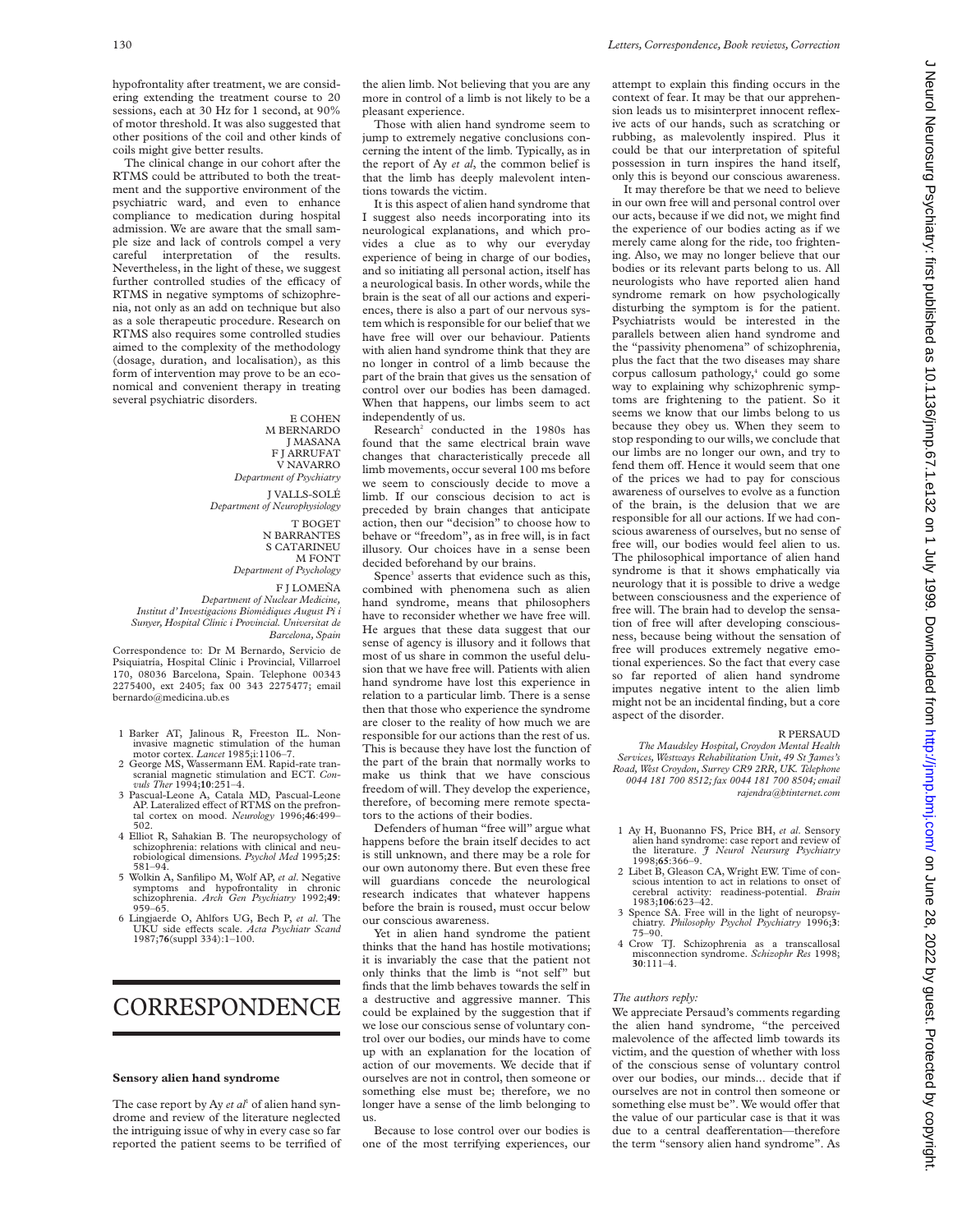hypofrontality after treatment, we are considering extending the treatment course to 20 sessions, each at 30 Hz for 1 second, at 90% of motor threshold. It was also suggested that other positions of the coil and other kinds of coils might give better results.

The clinical change in our cohort after the RTMS could be attributed to both the treatment and the supportive environment of the psychiatric ward, and even to enhance compliance to medication during hospital admission. We are aware that the small sample size and lack of controls compel a very careful interpretation of the results. Nevertheless, in the light of these, we suggest further controlled studies of the efficacy of RTMS in negative symptoms of schizophrenia, not only as an add on technique but also as a sole therapeutic procedure. Research on RTMS also requires some controlled studies aimed to the complexity of the methodology (dosage, duration, and localisation), as this form of intervention may prove to be an economical and convenient therapy in treating several psychiatric disorders.

E COHEN M BERNARDO J MASANA F J ARRUFAT V NAVARRO *Department of Psychiatry* J VALLS-SOLÉ *Department of Neurophysiology* T BOGET N BARRANTES S CATARINEU M FONT *Department of Psychology* F J LOMEÑA *Department of Nuclear Medicine, Institut d' Investigacions Biomédiques August Pi i Sunyer, Hospital Clínic i Provincial. Universitat de Barcelona, Spain*

Correspondence to: Dr M Bernardo, Servicio de Psiquiatría, Hospital Clínic i Provincial, Villarroel 170, 08036 Barcelona, Spain. Telephone 00343 2275400, ext 2405; fax 00 343 2275477; email bernardo@medicina.ub.es

- 1 Barker AT, Jalinous R, Freeston IL. Noninvasive magnetic stimulation of the human motor cortex. *Lancet* 1985;i:1106–7.
- 2 George MS, Wassermann EM. Rapid-rate transcranial magnetic stimulation and ECT. *Con-vuls Ther* 1994;**10**:251–4.
- 3 Pascual-Leone A, Catala MD, Pascual-Leone<br>AP. Lateralized effect of RTMS on the prefrontal cortex on mood. *Neurology* 1996;**46**:499– 502.
- 4 Elliot R, Sahakian B. The neuropsychology of schizophrenia: relations with clinical and neu-robiological dimensions*. Psychol Med* 1995;**25**: 581–94.
- 5 Wolkin A, Sanfilipo M, Wolf AP, *et al*. Negative symptoms and hypofrontality in chronic schizophrenia. *Arch Gen Psychiatry* 1992;**49**: 959–65.
- 6 Lingjaerde O, Ahlfors UG, Bech P, *et al*. The UKU side effects scale. **Acta Psychiatr Scand** 1987;**76**(suppl 334):1–100.

# **CORRESPONDENCE**

#### **Sensory alien hand syndrome**

The case report by Ay et al<sup>1</sup> of alien hand syndrome and review of the literature neglected the intriguing issue of why in every case so far reported the patient seems to be terrified of the alien limb. Not believing that you are any more in control of a limb is not likely to be a pleasant experience.

Those with alien hand syndrome seem to jump to extremely negative conclusions concerning the intent of the limb. Typically, as in the report of Ay *et al*, the common belief is that the limb has deeply malevolent intentions towards the victim.

It is this aspect of alien hand syndrome that I suggest also needs incorporating into its neurological explanations, and which provides a clue as to why our everyday experience of being in charge of our bodies, and so initiating all personal action, itself has a neurological basis. In other words, while the brain is the seat of all our actions and experiences, there is also a part of our nervous system which is responsible for our belief that we have free will over our behaviour. Patients with alien hand syndrome think that they are no longer in control of a limb because the part of the brain that gives us the sensation of control over our bodies has been damaged. When that happens, our limbs seem to act independently of us.

Research<sup>2</sup> conducted in the 1980s has found that the same electrical brain wave changes that characteristically precede all limb movements, occur several 100 ms before we seem to consciously decide to move a limb. If our conscious decision to act is preceded by brain changes that anticipate action, then our "decision" to choose how to behave or "freedom", as in free will, is in fact illusory. Our choices have in a sense been decided beforehand by our brains.

Spence<sup>3</sup> asserts that evidence such as this, combined with phenomena such as alien hand syndrome, means that philosophers have to reconsider whether we have free will. He argues that these data suggest that our sense of agency is illusory and it follows that most of us share in common the useful delusion that we have free will. Patients with alien hand syndrome have lost this experience in relation to a particular limb. There is a sense then that those who experience the syndrome are closer to the reality of how much we are responsible for our actions than the rest of us. This is because they have lost the function of the part of the brain that normally works to make us think that we have conscious freedom of will. They develop the experience, therefore, of becoming mere remote spectators to the actions of their bodies.

Defenders of human "free will" argue what happens before the brain itself decides to act is still unknown, and there may be a role for our own autonomy there. But even these free will guardians concede the neurological research indicates that whatever happens before the brain is roused, must occur below our conscious awareness.

Yet in alien hand syndrome the patient thinks that the hand has hostile motivations; it is invariably the case that the patient not only thinks that the limb is "not self" but finds that the limb behaves towards the self in a destructive and aggressive manner. This could be explained by the suggestion that if we lose our conscious sense of voluntary control over our bodies, our minds have to come up with an explanation for the location of action of our movements. We decide that if ourselves are not in control, then someone or something else must be; therefore, we no longer have a sense of the limb belonging to us.

Because to lose control over our bodies is one of the most terrifying experiences, our

attempt to explain this finding occurs in the context of fear. It may be that our apprehension leads us to misinterpret innocent reflexive acts of our hands, such as scratching or rubbing, as malevolently inspired. Plus it could be that our interpretation of spiteful possession in turn inspires the hand itself, only this is beyond our conscious awareness.

It may therefore be that we need to believe in our own free will and personal control over our acts, because if we did not, we might find the experience of our bodies acting as if we merely came along for the ride, too frightening. Also, we may no longer believe that our bodies or its relevant parts belong to us. All neurologists who have reported alien hand syndrome remark on how psychologically disturbing the symptom is for the patient. Psychiatrists would be interested in the parallels between alien hand syndrome and the "passivity phenomena" of schizophrenia, plus the fact that the two diseases may share corpus callosum pathology,<sup>4</sup> could go some way to explaining why schizophrenic symptoms are frightening to the patient. So it seems we know that our limbs belong to us because they obey us. When they seem to stop responding to our wills, we conclude that our limbs are no longer our own, and try to fend them off. Hence it would seem that one of the prices we had to pay for conscious awareness of ourselves to evolve as a function of the brain, is the delusion that we are responsible for all our actions. If we had conscious awareness of ourselves, but no sense of free will, our bodies would feel alien to us. The philosophical importance of alien hand syndrome is that it shows emphatically via neurology that it is possible to drive a wedge between consciousness and the experience of free will. The brain had to develop the sensation of free will after developing consciousness, because being without the sensation of free will produces extremely negative emotional experiences. So the fact that every case so far reported of alien hand syndrome imputes negative intent to the alien limb might not be an incidental finding, but a core aspect of the disorder.

R PERSAUD

*The Maudsley Hospital, Croydon Mental Health Services, Westways Rehabilitation Unit, 49 St James's Road, West Croydon, Surrey CR9 2RR, UK. Telephone 0044 181 700 8512; fax 0044 181 700 8504; email rajendra@btinternet.com*

- 1 Ay H, Buonanno FS, Price BH, *et al*. Sensory alien hand syndrome: case report and review of the literature. *J Neurol Neursurg Psychiatry* 1998;**65**:366–9.
- 2 Libet B, Gleason CA, Wright EW. Time of conscious intention to act in relations to onset of cerebral activity: readiness-potential. *Brain* 1983;**106**:623–42.
- 3 Spence SA. Free will in the light of neuropsychiatry. *Philosophy Psychol Psychiatry* 1996;**3**: 75–90.
- 4 Crow TJ. Schizophrenia as a transcallosal misconnection syndrome. *Schizophr Res* 1998; **30**:111–4.

#### *The authors reply:*

We appreciate Persaud's comments regarding the alien hand syndrome, "the perceived malevolence of the affected limb towards its victim, and the question of whether with loss of the conscious sense of voluntary control over our bodies, our minds... decide that if ourselves are not in control then someone or something else must be". We would offer that the value of our particular case is that it was due to a central deafferentation—therefore the term "sensory alien hand syndrome". As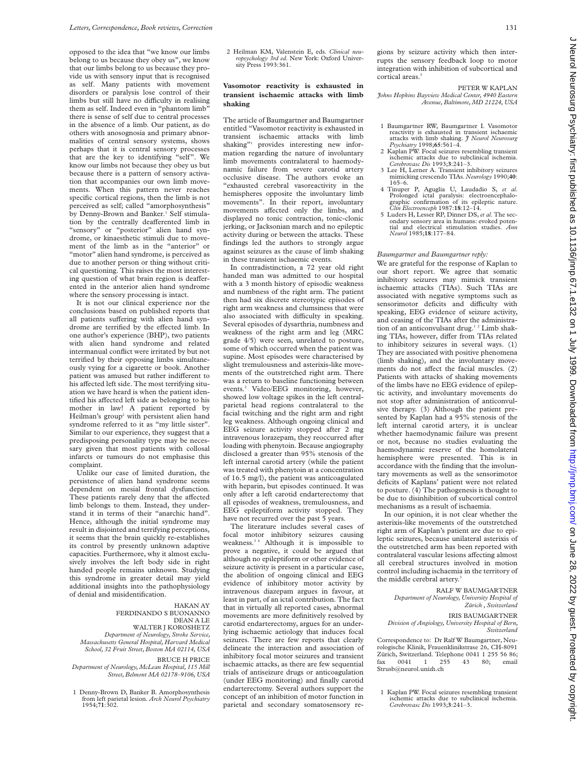opposed to the idea that "we know our limbs belong to us because they obey us", we know that our limbs belong to us because they provide us with sensory input that is recognised as self. Many patients with movement disorders or paralysis lose control of their limbs but still have no difficulty in realising them as self. Indeed even in "phantom limb" there is sense of self due to central processes in the absence of a limb. Our patient, as do others with anosognosia and primary abnormalities of central sensory systems, shows perhaps that it is central sensory processes that are the key to identifying "self". We know our limbs not because they obey us but because there is a pattern of sensory activation that accompanies our own limb movements. When this pattern never reaches specific cortical regions, then the limb is not perceived as self; called "amorphosynthesis" by Denny-Brown and Banker.<sup>1</sup> Self stimulation by the centrally deafferented limb in "sensory" or "posterior" alien hand syndrome, or kinaesthetic stimuli due to movement of the limb as in the "anterior" or "motor" alien hand syndrome, is perceived as due to another person or thing without critical questioning. This raises the most interesting question of what brain region is deafferented in the anterior alien hand syndrome where the sensory processing is intact.

It is not our clinical experience nor the conclusions based on published reports that all patients suffering with alien hand syndrome are terrified by the effected limb. In one author's experience (BHP), two patients with alien hand syndrome and related intermanual conflict were irritated by but not terrified by their opposing limbs simultaneously vying for a cigarette or book. Another patient was amused but rather indifferent to his affected left side. The most terrifying situation we have heard is when the patient identified his affected left side as belonging to his mother in law! A patient reported by Heilman's group<sup>2</sup> with persistent alien hand syndrome referred to it as "my little sister". Similar to our experience, they suggest that a predisposing personality type may be necessary given that most patients with collosal infarcts or tumours do not emphasise this complaint.

Unlike our case of limited duration, the persistence of alien hand syndrome seems dependent on mesial frontal dysfunction. These patients rarely deny that the affected limb belongs to them. Instead, they understand it in terms of their "anarchic hand". Hence, although the initial syndrome may result in disjointed and terrifying perceptions, it seems that the brain quickly re-establishes its control by presently unknown adaptive capacities. Furthermore, why it almost exclusively involves the left body side in right handed people remains unknown. Studying this syndrome in greater detail may yield additional insights into the pathophysiology of denial and misidentification.

#### HAKAN AY FERDINANDO S BUONANNO DEAN A LE WALTER J KOROSHETZ *Department of Neurology, Stroke Service, Massachusetts General Hospital, Harvard Medical School, 32 Fruit Street, Boston MA 02114, USA*

BRUCE H PRICE *Department of Neurology, McLean Hospital, 115 Mill Street, Belmont MA 02178–9106, USA*

1 Denny-Brown D, Banker B. Amorphosynthesis from left parietal lesion. *Arch Neurol Psychiatry* 1954;**71**:302.

2 Heilman KM, Valenstein E, eds. *Clinical neuropsychology 3rd ed*. New York: Oxford University Press 1993:361.

#### **Vasomotor reactivity is exhausted in transient ischaemic attacks with limb shaking**

The article of Baumgartner and Baumgartner entitled "Vasomotor reactivity is exhausted in transient ischaemic attacks with limb shaking"<sup>1</sup> provides interesting new information regarding the nature of involuntary limb movements contralateral to haemodynamic failure from severe carotid artery occlusive disease. The authors evoke an "exhausted cerebral vasoreactivity in the hemispheres opposite the involuntary limb movements". In their report, involuntary movements affected only the limbs, and displayed no tonic contraction, tonic-clonic jerking, or Jacksonian march and no epileptic activity during or between the attacks. These findings led the authors to strongly argue against seizures as the cause of limb shaking in these transient ischaemic events.

In contradistinction, a 72 year old right handed man was admitted to our hospital with a 3 month history of episodic weakness and numbness of the right arm. The patient then had six discrete stereotypic episodes of right arm weakness and clumsiness that were also associated with difficulty in speaking. Several episodes of dysarthria, numbness and weakness of the right arm and leg (MRC grade 4/5) were seen, unrelated to posture, some of which occurred when the patient was supine. Most episodes were characterised by slight tremulousness and asterixis-like movements of the outstretched right arm. There was a return to baseline functioning between events.2 Video/EEG monitoring, however, showed low voltage spikes in the left centralparietal head regions contralateral to the facial twitching and the right arm and right leg weakness. Although ongoing clinical and EEG seizure activity stopped after 2 mg intravenous lorazepam, they reoccurred after loading with phenytoin. Because angiography disclosed a greater than 95% stenosis of the left internal carotid artery (while the patient was treated with phenytoin at a concentration of 16.5 mg/l), the patient was anticoagulated with heparin, but episodes continued. It was only after a left carotid endarterectomy that all episodes of weakness, tremulousness, and EEG epileptiform activity stopped. They have not recurred over the past 5 years.

The literature includes several cases of focal motor inhibitory seizures causing weakness.3 4 Although it is impossible to prove a negative, it could be argued that although no epileptiform or other evidence of seizure activity is present in a particular case, the abolition of ongoing clinical and EEG evidence of inhibitory motor activity by intravenous diazepam argues in favour, at least in part, of an ictal contribution. The fact that in virtually all reported cases, abnormal movements are more definitively resolved by carotid endarterectomy, argues for an underlying ischaemic aetiology that induces focal seizures. There are few reports that clearly delineate the interaction and association of inhibitory focal motor seizures and transient ischaemic attacks, as there are few sequential trials of antiseizure drugs or anticoagulation (under EEG monitoring) and finally carotid endarterectomy. Several authors support the concept of an inhibition of motor function in parietal and secondary somatosensory regions by seizure activity which then interrupts the sensory feedback loop to motor integration with inhibition of subcortical and cortical areas.<sup>5</sup>

PETER W KAPLAN

*Johns Hopkins Bayview Medical Center, 4940 Eastern Avenue, Baltimore, MD 21224, USA*

- 1 Baumgartner RW, Baumgartner I. Vasomotor reactivity is exhausted in transient ischaemic attacks with limb shaking. *J Neurol Neurosurg Psychiatry* 1998;**65**:561–4.
- 2 Kaplan PW. Focal seizures resembling transient ischemic attacks due to subclinical ischemia. *Cerebrovasc Dis* 1993;**3**:241–3.
- 3 Lee H, Lerner A. Transient inhibitory seizures mimicking crescendo TIAs. *Neurology* 1990;**40**: 165–6.
- 4 Tinuper P, Aguglia U, Laudadio S, *et al*. Prolonged ictal paralysis: electroencephalo-graphic confirmation of its epileptic nature. *Clin Electroenceph* 1987:**18**:12–14.
- 5 Luders H, Lesser RP, Dinner DS,*et al*. The secondary sensory area in humans: evoked poten-tial and electrical stimulation studies. *Ann Neurol* 1985;**18**:177–84.

#### *Baumgartner and Baumgartner reply:*

We are grateful for the response of Kaplan to our short report. We agree that somatic inhibitory seizures may mimick transient ischaemic attacks (TIAs). Such TIAs are associated with negative symptoms such as sensorimotor deficits and difficulty with speaking, EEG evidence of seizure activity, and ceasing of the TIAs after the administration of an anticonvulsant drug.<sup>12</sup> Limb shaking TIAs, however, differ from TIAs related to inhibitory seizures in several ways. (1) They are associated with positive phenomena (limb shaking), and the involuntary movements do not affect the facial muscles. (2) Patients with attacks of shaking movements of the limbs have no EEG evidence of epileptic activity, and involuntary movements do not stop after administration of anticonvulsive therapy. (3) Although the patient presented by Kaplan had a 95% stenosis of the left internal carotid artery, it is unclear whether haemodynamic failure was present or not, because no studies evaluating the haemodynamic reserve of the homolateral hemisphere were presented. This is in accordance with the finding that the involuntary movements as well as the sensorimotor deficits of Kaplans' patient were not related to posture. (4) The pathogenesis is thought to be due to disinhibition of subcortical control mechanisms as a result of ischaemia.

In our opinion, it is not clear whether the asterixis-like movements of the outstretched right arm of Kaplan's patient are due to epileptic seizures, because unilateral asterixis of the outstretched arm has been reported with contralateral vascular lesions affecting almost all cerebral structures involved in motion control including ischaemia in the territory of the middle cerebral artery.<sup>3</sup>

#### RALF W BAUMGARTNER *Department of Neurology, University Hospital of Zürich , Switzerland*

IRIS BAUMGARTNER *Division of Angiology, University Hospital of Bern, Switzerland*

Correspondence to: Dr Ralf W Baumgartner, Neurologische Klinik, Frauenklinikstrase 26, CH-8091 Zürich, Switzerland. Telephone 0041 1 255 56 86; fax 0041 1 255 43 80; email Strusb@neurol.unizh.ch

<sup>1</sup> Kaplan PW. Focal seizures resembling transient ischemic attacks due to subclinical ischemia. *Cerebrovasc Dis* 1993;**3**:241–3.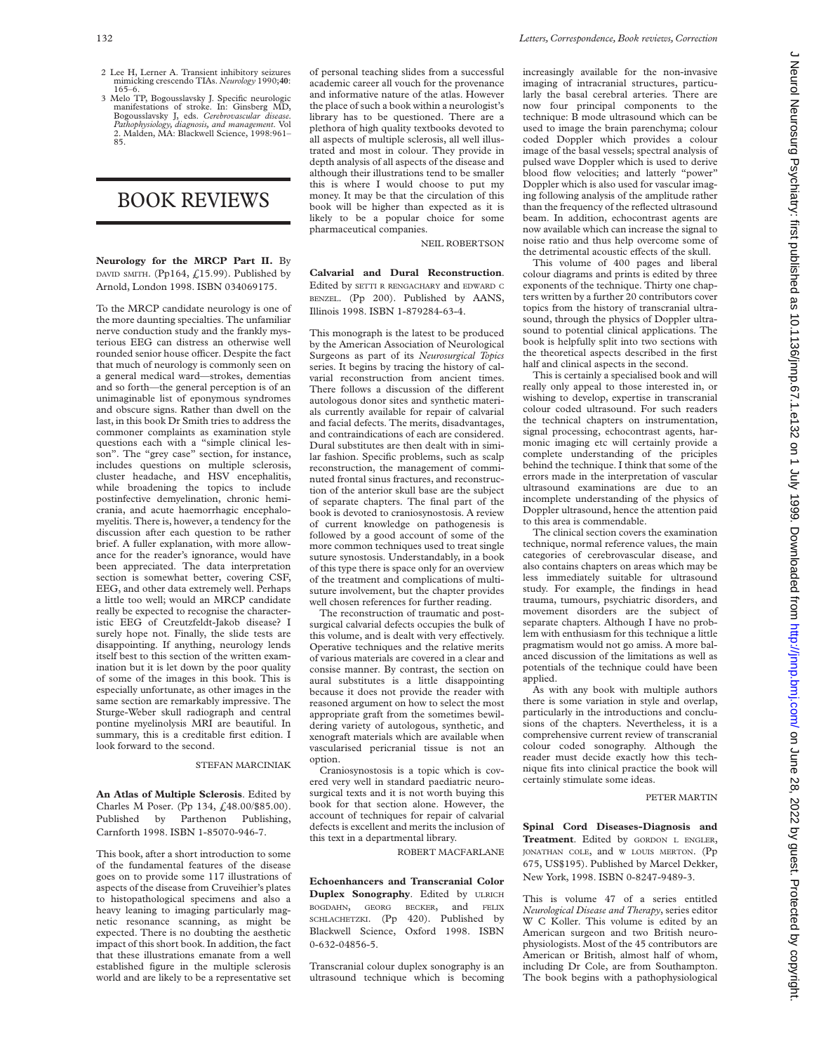- 2 Lee H, Lerner A. Transient inhibitory seizures mimicking crescendo TIAs. *Neurology* 1990;**40**: 165–6.
- 3 Melo TP, Bogousslavsky J. Specific neurologic manifestations of stroke. In: Ginsberg MD, Bogousslavsky J, eds. *Cerebrovascular disease. Pathophysiology, diagnosis, and management*. Vol 2. Malden, MA: Blackwell Science, 1998:961– 85.

# BOOK REVIEWS

**Neurology for the MRCP Part II.** By DAVID SMITH. (Pp164,  $f$ 15.99). Published by Arnold, London 1998. ISBN 034069175.

To the MRCP candidate neurology is one of the more daunting specialties. The unfamiliar nerve conduction study and the frankly mysterious EEG can distress an otherwise well rounded senior house officer. Despite the fact that much of neurology is commonly seen on a general medical ward—strokes, dementias and so forth—the general perception is of an unimaginable list of eponymous syndromes and obscure signs. Rather than dwell on the last, in this book Dr Smith tries to address the commoner complaints as examination style questions each with a "simple clinical lesson". The "grey case" section, for instance, includes questions on multiple sclerosis, cluster headache, and HSV encephalitis, while broadening the topics to include postinfective demyelination, chronic hemicrania, and acute haemorrhagic encephalomyelitis. There is, however, a tendency for the discussion after each question to be rather brief. A fuller explanation, with more allowance for the reader's ignorance, would have been appreciated. The data interpretation section is somewhat better, covering CSF, EEG, and other data extremely well. Perhaps a little too well; would an MRCP candidate really be expected to recognise the characteristic EEG of Creutzfeldt-Jakob disease? I surely hope not. Finally, the slide tests are disappointing. If anything, neurology lends itself best to this section of the written examination but it is let down by the poor quality of some of the images in this book. This is especially unfortunate, as other images in the same section are remarkably impressive. The Sturge-Weber skull radiograph and central pontine myelinolysis MRI are beautiful. In summary, this is a creditable first edition. I look forward to the second.

#### STEFAN MARCINIAK

**An Atlas of Multiple Sclerosis**. Edited by Charles M Poser. (Pp 134, £48.00/\$85.00). Published by Parthenon Publishing, Carnforth 1998. ISBN 1-85070-946-7.

This book, after a short introduction to some of the fundamental features of the disease goes on to provide some 117 illustrations of aspects of the disease from Cruveihier's plates to histopathological specimens and also a heavy leaning to imaging particularly magnetic resonance scanning, as might be expected. There is no doubting the aesthetic impact of this short book. In addition, the fact that these illustrations emanate from a well established figure in the multiple sclerosis world and are likely to be a representative set of personal teaching slides from a successful academic career all vouch for the provenance and informative nature of the atlas. However the place of such a book within a neurologist's library has to be questioned. There are a plethora of high quality textbooks devoted to all aspects of multiple sclerosis, all well illustrated and most in colour. They provide in depth analysis of all aspects of the disease and although their illustrations tend to be smaller this is where I would choose to put my money. It may be that the circulation of this book will be higher than expected as it is likely to be a popular choice for some pharmaceutical companies.

NEIL ROBERTSON

**Calvarial and Dural Reconstruction**. Edited by SETTI R RENGACHARY and EDWARD C BENZEL. (Pp 200). Published by AANS, Illinois 1998. ISBN 1-879284-63-4.

This monograph is the latest to be produced by the American Association of Neurological Surgeons as part of its *Neurosurgical Topics* series. It begins by tracing the history of calvarial reconstruction from ancient times. There follows a discussion of the different autologous donor sites and synthetic materials currently available for repair of calvarial and facial defects. The merits, disadvantages, and contraindications of each are considered. Dural substitutes are then dealt with in similar fashion. Specific problems, such as scalp reconstruction, the management of comminuted frontal sinus fractures, and reconstruction of the anterior skull base are the subject of separate chapters. The final part of the book is devoted to craniosynostosis. A review of current knowledge on pathogenesis is followed by a good account of some of the more common techniques used to treat single suture synostosis. Understandably, in a book of this type there is space only for an overview of the treatment and complications of multisuture involvement, but the chapter provides well chosen references for further reading.

The reconstruction of traumatic and postsurgical calvarial defects occupies the bulk of this volume, and is dealt with very effectively. Operative techniques and the relative merits of various materials are covered in a clear and consise manner. By contrast, the section on aural substitutes is a little disappointing because it does not provide the reader with reasoned argument on how to select the most appropriate graft from the sometimes bewildering variety of autologous, synthetic, and xenograft materials which are available when vascularised pericranial tissue is not an option.

Craniosynostosis is a topic which is covered very well in standard paediatric neurosurgical texts and it is not worth buying this book for that section alone. However, the account of techniques for repair of calvarial defects is excellent and merits the inclusion of this text in a departmental library.

ROBERT MACFARLANE

# **Echoenhancers and Transcranial Color**

**Duplex Sonography**. Edited by ULRICH BOGDAHN, GEORG BECKER, and FELIX SCHLACHETZKI. (Pp 420). Published by Blackwell Science, Oxford 1998. ISBN 0-632-04856-5.

Transcranial colour duplex sonography is an ultrasound technique which is becoming

increasingly available for the non-invasive imaging of intracranial structures, particularly the basal cerebral arteries. There are now four principal components to the technique: B mode ultrasound which can be used to image the brain parenchyma; colour coded Doppler which provides a colour image of the basal vessels; spectral analysis of pulsed wave Doppler which is used to derive blood flow velocities; and latterly "power" Doppler which is also used for vascular imaging following analysis of the amplitude rather than the frequency of the reflected ultrasound beam. In addition, echocontrast agents are now available which can increase the signal to noise ratio and thus help overcome some of the detrimental acoustic effects of the skull.

This volume of 400 pages and liberal colour diagrams and prints is edited by three exponents of the technique. Thirty one chapters written by a further 20 contributors cover topics from the history of transcranial ultrasound, through the physics of Doppler ultrasound to potential clinical applications. The book is helpfully split into two sections with the theoretical aspects described in the first half and clinical aspects in the second.

This is certainly a specialised book and will really only appeal to those interested in, or wishing to develop, expertise in transcranial colour coded ultrasound. For such readers the technical chapters on instrumentation, signal processing, echocontrast agents, harmonic imaging etc will certainly provide a complete understanding of the priciples behind the technique. I think that some of the errors made in the interpretation of vascular ultrasound examinations are due to an incomplete understanding of the physics of Doppler ultrasound, hence the attention paid to this area is commendable.

The clinical section covers the examination technique, normal reference values, the main categories of cerebrovascular disease, and also contains chapters on areas which may be less immediately suitable for ultrasound study. For example, the findings in head trauma, tumours, psychiatric disorders, and movement disorders are the subject of separate chapters. Although I have no problem with enthusiasm for this technique a little pragmatism would not go amiss. A more balanced discussion of the limitations as well as potentials of the technique could have been applied.

As with any book with multiple authors there is some variation in style and overlap, particularly in the introductions and conclusions of the chapters. Nevertheless, it is a comprehensive current review of transcranial colour coded sonography. Although the reader must decide exactly how this technique fits into clinical practice the book will certainly stimulate some ideas.

PETER MARTIN

**Spinal Cord Diseases-Diagnosis and Treatment**. Edited by GORDON L ENGLER, JONATHAN COLE, and W LOUIS MERTON. (Pp 675, US\$195). Published by Marcel Dekker, New York, 1998. ISBN 0-8247-9489-3.

This is volume 47 of a series entitled *Neurological Disease and Therapy*, series editor W C Koller. This volume is edited by an American surgeon and two British neurophysiologists. Most of the 45 contributors are American or British, almost half of whom, including Dr Cole, are from Southampton. The book begins with a pathophysiological